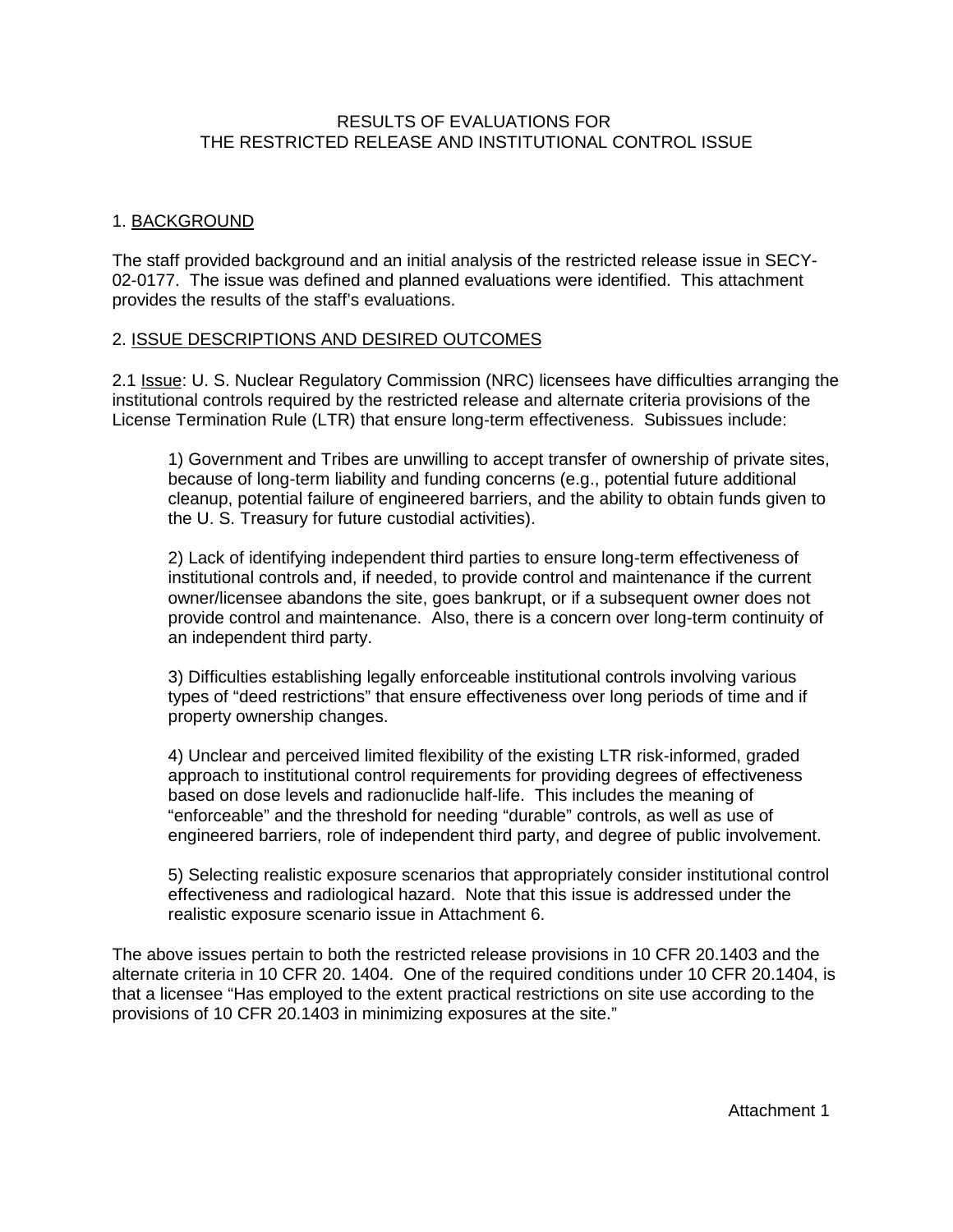# RESULTS OF EVALUATIONS FOR THE RESTRICTED RELEASE AND INSTITUTIONAL CONTROL ISSUE

## 1. BACKGROUND

The staff provided background and an initial analysis of the restricted release issue in SECY-02-0177. The issue was defined and planned evaluations were identified. This attachment provides the results of the staff's evaluations.

## 2. ISSUE DESCRIPTIONS AND DESIRED OUTCOMES

2.1 Issue: U. S. Nuclear Regulatory Commission (NRC) licensees have difficulties arranging the institutional controls required by the restricted release and alternate criteria provisions of the License Termination Rule (LTR) that ensure long-term effectiveness. Subissues include:

> 1) Government and Tribes are unwilling to accept transfer of ownership of private sites, because of long-term liability and funding concerns (e.g., potential future additional cleanup, potential failure of engineered barriers, and the ability to obtain funds given to the U. S. Treasury for future custodial activities).
>
> 2) Lack of identifying independent third parties to ensure long-term effectiveness of institutional controls and, if needed, to provide control and maintenance if the current owner/licensee abandons the site, goes bankrupt, or if a subsequent owner does not provide control and maintenance. Also, there is a concern over long-term continuity of an independent third party.
>
> 3) Difficulties establishing legally enforceable institutional controls involving various types of "deed restrictions" that ensure effectiveness over long periods of time and if property ownership changes.
>
> 4) Unclear and perceived limited flexibility of the existing LTR risk-informed, graded approach to institutional control requirements for providing degrees of effectiveness based on dose levels and radionuclide half-life. This includes the meaning of "enforceable" and the threshold for needing "durable" controls, as well as use of engineered barriers, role of independent third party, and degree of public involvement.
>
> 5) Selecting realistic exposure scenarios that appropriately consider institutional control effectiveness and radiological hazard. Note that this issue is addressed under the realistic exposure scenario issue in Attachment 6.

The above issues pertain to both the restricted release provisions in 10 CFR 20.1403 and the alternate criteria in 10 CFR 20. 1404. One of the required conditions under 10 CFR 20.1404, is that a licensee "Has employed to the extent practical restrictions on site use according to the provisions of 10 CFR 20.1403 in minimizing exposures at the site."

Attachment 1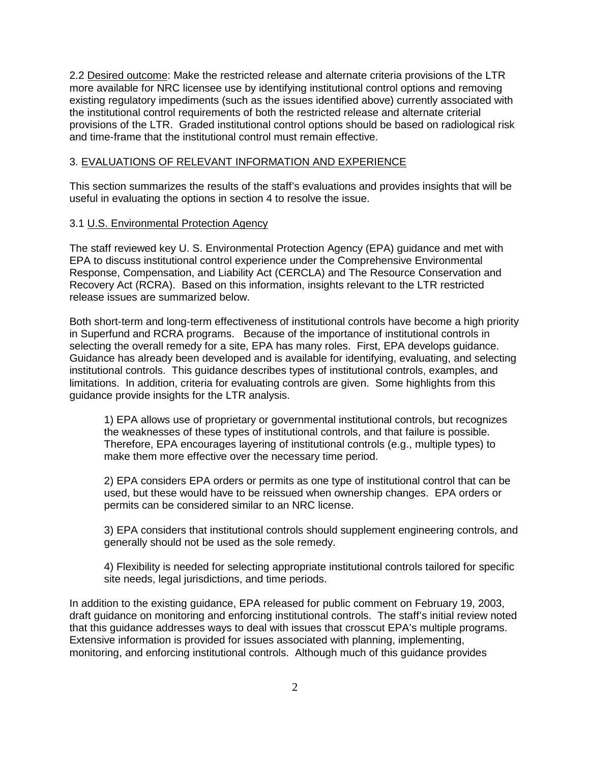2.2 Desired outcome: Make the restricted release and alternate criteria provisions of the LTR more available for NRC licensee use by identifying institutional control options and removing existing regulatory impediments (such as the issues identified above) currently associated with the institutional control requirements of both the restricted release and alternate criterial provisions of the LTR. Graded institutional control options should be based on radiological risk and time-frame that the institutional control must remain effective.

## 3. EVALUATIONS OF RELEVANT INFORMATION AND EXPERIENCE

This section summarizes the results of the staff's evaluations and provides insights that will be useful in evaluating the options in section 4 to resolve the issue.

### 3.1 U.S. Environmental Protection Agency

The staff reviewed key U. S. Environmental Protection Agency (EPA) guidance and met with EPA to discuss institutional control experience under the Comprehensive Environmental Response, Compensation, and Liability Act (CERCLA) and The Resource Conservation and Recovery Act (RCRA). Based on this information, insights relevant to the LTR restricted release issues are summarized below.

Both short-term and long-term effectiveness of institutional controls have become a high priority in Superfund and RCRA programs. Because of the importance of institutional controls in selecting the overall remedy for a site, EPA has many roles. First, EPA develops guidance. Guidance has already been developed and is available for identifying, evaluating, and selecting institutional controls. This guidance describes types of institutional controls, examples, and limitations. In addition, criteria for evaluating controls are given. Some highlights from this guidance provide insights for the LTR analysis.

1) EPA allows use of proprietary or governmental institutional controls, but recognizes the weaknesses of these types of institutional controls, and that failure is possible. Therefore, EPA encourages layering of institutional controls (e.g., multiple types) to make them more effective over the necessary time period.

2) EPA considers EPA orders or permits as one type of institutional control that can be used, but these would have to be reissued when ownership changes. EPA orders or permits can be considered similar to an NRC license.

3) EPA considers that institutional controls should supplement engineering controls, and generally should not be used as the sole remedy.

4) Flexibility is needed for selecting appropriate institutional controls tailored for specific site needs, legal jurisdictions, and time periods.

In addition to the existing guidance, EPA released for public comment on February 19, 2003, draft guidance on monitoring and enforcing institutional controls. The staff's initial review noted that this guidance addresses ways to deal with issues that crosscut EPA's multiple programs. Extensive information is provided for issues associated with planning, implementing, monitoring, and enforcing institutional controls. Although much of this guidance provides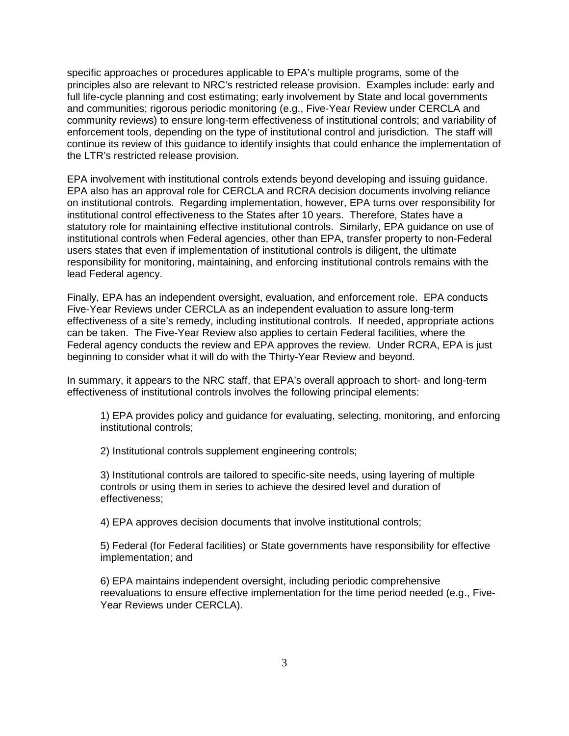specific approaches or procedures applicable to EPA's multiple programs, some of the principles also are relevant to NRC's restricted release provision. Examples include: early and full life-cycle planning and cost estimating; early involvement by State and local governments and communities; rigorous periodic monitoring (e.g., Five-Year Review under CERCLA and community reviews) to ensure long-term effectiveness of institutional controls; and variability of enforcement tools, depending on the type of institutional control and jurisdiction. The staff will continue its review of this guidance to identify insights that could enhance the implementation of the LTR's restricted release provision.

EPA involvement with institutional controls extends beyond developing and issuing guidance. EPA also has an approval role for CERCLA and RCRA decision documents involving reliance on institutional controls. Regarding implementation, however, EPA turns over responsibility for institutional control effectiveness to the States after 10 years. Therefore, States have a statutory role for maintaining effective institutional controls. Similarly, EPA guidance on use of institutional controls when Federal agencies, other than EPA, transfer property to non-Federal users states that even if implementation of institutional controls is diligent, the ultimate responsibility for monitoring, maintaining, and enforcing institutional controls remains with the lead Federal agency.

Finally, EPA has an independent oversight, evaluation, and enforcement role. EPA conducts Five-Year Reviews under CERCLA as an independent evaluation to assure long-term effectiveness of a site's remedy, including institutional controls. If needed, appropriate actions can be taken. The Five-Year Review also applies to certain Federal facilities, where the Federal agency conducts the review and EPA approves the review. Under RCRA, EPA is just beginning to consider what it will do with the Thirty-Year Review and beyond.

In summary, it appears to the NRC staff, that EPA's overall approach to short- and long-term effectiveness of institutional controls involves the following principal elements:

1) EPA provides policy and guidance for evaluating, selecting, monitoring, and enforcing institutional controls;

2) Institutional controls supplement engineering controls;

3) Institutional controls are tailored to specific-site needs, using layering of multiple controls or using them in series to achieve the desired level and duration of effectiveness;

4) EPA approves decision documents that involve institutional controls;

5) Federal (for Federal facilities) or State governments have responsibility for effective implementation; and

6) EPA maintains independent oversight, including periodic comprehensive reevaluations to ensure effective implementation for the time period needed (e.g., Five-Year Reviews under CERCLA).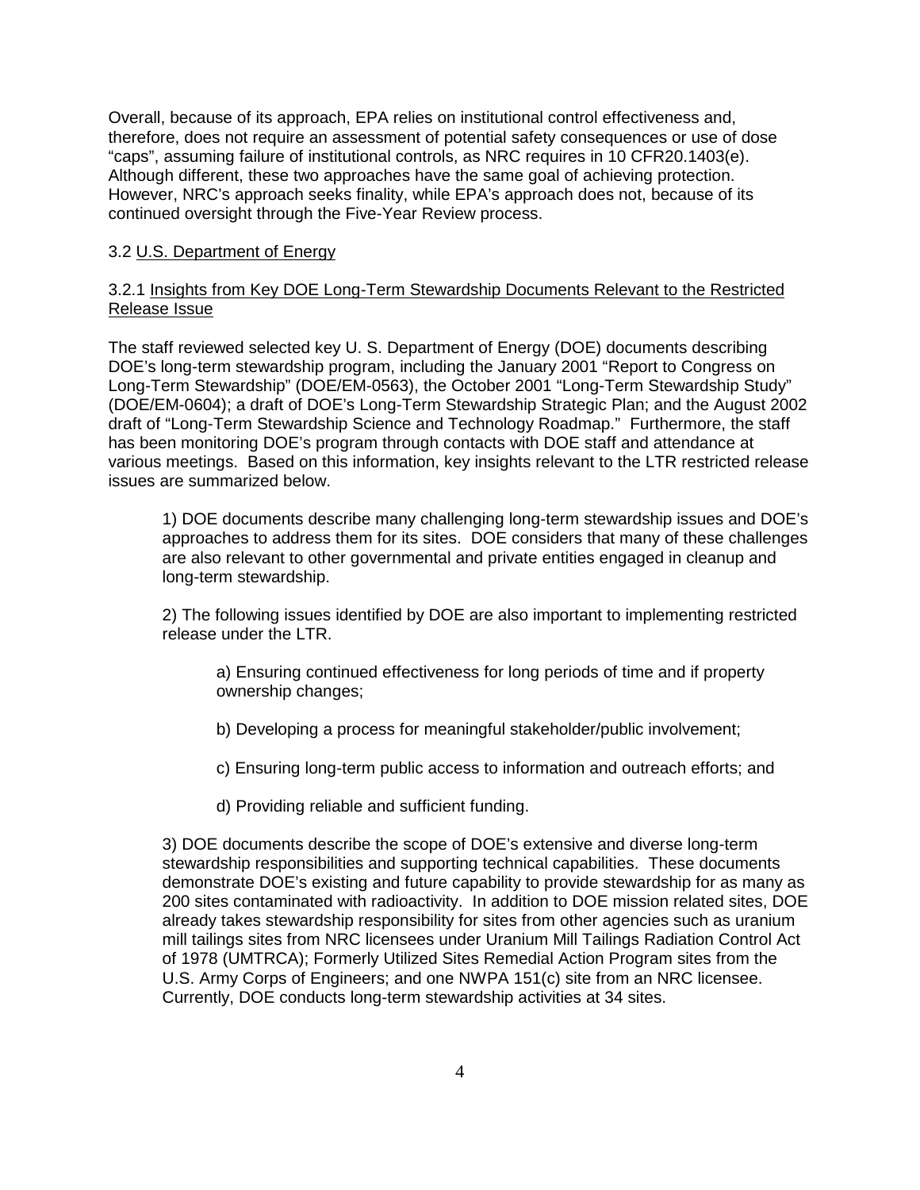Overall, because of its approach, EPA relies on institutional control effectiveness and, therefore, does not require an assessment of potential safety consequences or use of dose "caps", assuming failure of institutional controls, as NRC requires in 10 CFR20.1403(e). Although different, these two approaches have the same goal of achieving protection. However, NRC's approach seeks finality, while EPA's approach does not, because of its continued oversight through the Five-Year Review process.

### 3.2 U.S. Department of Energy

#### 3.2.1 Insights from Key DOE Long-Term Stewardship Documents Relevant to the Restricted Release Issue

The staff reviewed selected key U. S. Department of Energy (DOE) documents describing DOE's long-term stewardship program, including the January 2001 "Report to Congress on Long-Term Stewardship" (DOE/EM-0563), the October 2001 "Long-Term Stewardship Study" (DOE/EM-0604); a draft of DOE's Long-Term Stewardship Strategic Plan; and the August 2002 draft of "Long-Term Stewardship Science and Technology Roadmap." Furthermore, the staff has been monitoring DOE's program through contacts with DOE staff and attendance at various meetings. Based on this information, key insights relevant to the LTR restricted release issues are summarized below.

1) DOE documents describe many challenging long-term stewardship issues and DOE's approaches to address them for its sites. DOE considers that many of these challenges are also relevant to other governmental and private entities engaged in cleanup and long-term stewardship.

2) The following issues identified by DOE are also important to implementing restricted release under the LTR.

a) Ensuring continued effectiveness for long periods of time and if property ownership changes;

b) Developing a process for meaningful stakeholder/public involvement;

c) Ensuring long-term public access to information and outreach efforts; and

d) Providing reliable and sufficient funding.

3) DOE documents describe the scope of DOE's extensive and diverse long-term stewardship responsibilities and supporting technical capabilities. These documents demonstrate DOE's existing and future capability to provide stewardship for as many as 200 sites contaminated with radioactivity. In addition to DOE mission related sites, DOE already takes stewardship responsibility for sites from other agencies such as uranium mill tailings sites from NRC licensees under Uranium Mill Tailings Radiation Control Act of 1978 (UMTRCA); Formerly Utilized Sites Remedial Action Program sites from the U.S. Army Corps of Engineers; and one NWPA 151(c) site from an NRC licensee. Currently, DOE conducts long-term stewardship activities at 34 sites.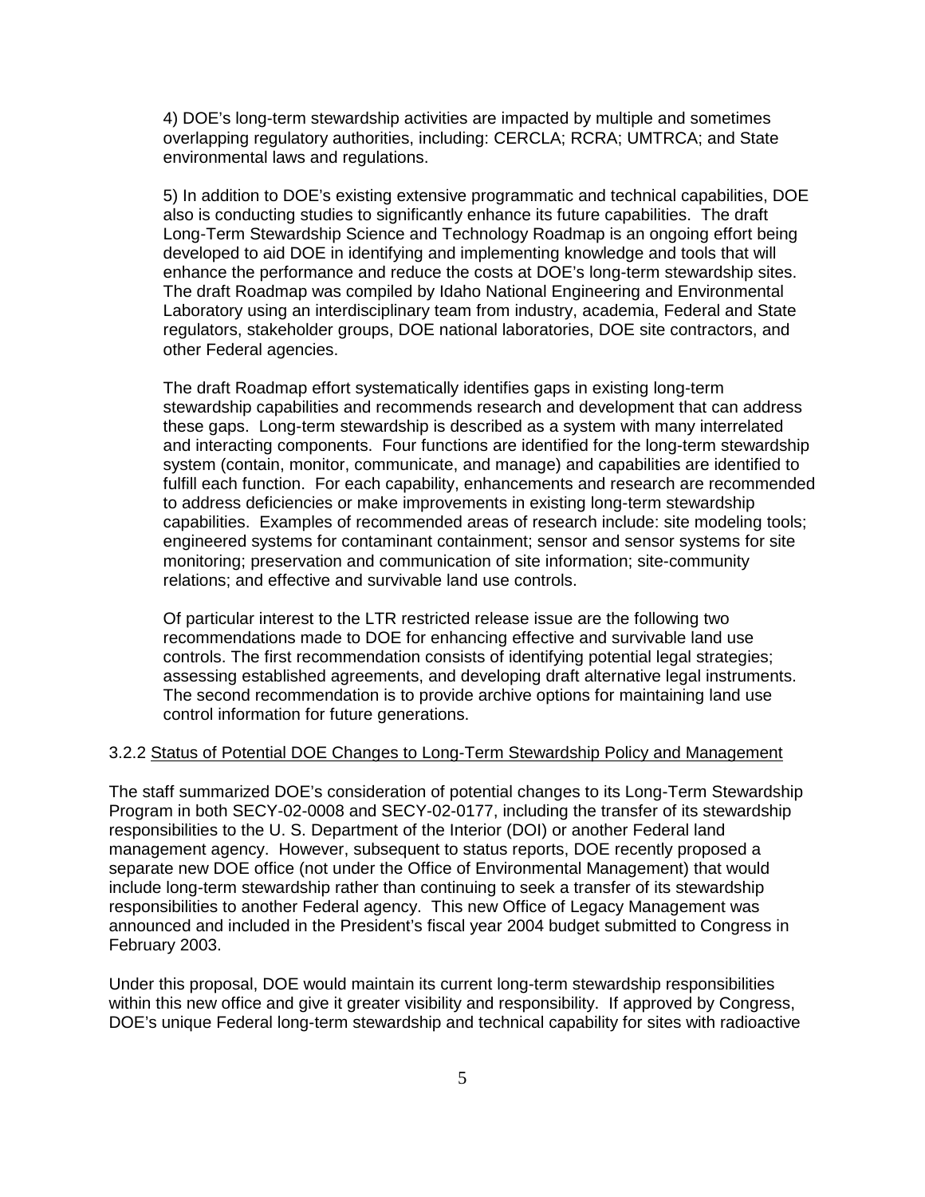4) DOE's long-term stewardship activities are impacted by multiple and sometimes overlapping regulatory authorities, including: CERCLA; RCRA; UMTRCA; and State environmental laws and regulations.

5) In addition to DOE's existing extensive programmatic and technical capabilities, DOE also is conducting studies to significantly enhance its future capabilities. The draft Long-Term Stewardship Science and Technology Roadmap is an ongoing effort being developed to aid DOE in identifying and implementing knowledge and tools that will enhance the performance and reduce the costs at DOE's long-term stewardship sites. The draft Roadmap was compiled by Idaho National Engineering and Environmental Laboratory using an interdisciplinary team from industry, academia, Federal and State regulators, stakeholder groups, DOE national laboratories, DOE site contractors, and other Federal agencies.

The draft Roadmap effort systematically identifies gaps in existing long-term stewardship capabilities and recommends research and development that can address these gaps. Long-term stewardship is described as a system with many interrelated and interacting components. Four functions are identified for the long-term stewardship system (contain, monitor, communicate, and manage) and capabilities are identified to fulfill each function. For each capability, enhancements and research are recommended to address deficiencies or make improvements in existing long-term stewardship capabilities. Examples of recommended areas of research include: site modeling tools; engineered systems for contaminant containment; sensor and sensor systems for site monitoring; preservation and communication of site information; site-community relations; and effective and survivable land use controls.

Of particular interest to the LTR restricted release issue are the following two recommendations made to DOE for enhancing effective and survivable land use controls. The first recommendation consists of identifying potential legal strategies; assessing established agreements, and developing draft alternative legal instruments. The second recommendation is to provide archive options for maintaining land use control information for future generations.

### 3.2.2 Status of Potential DOE Changes to Long-Term Stewardship Policy and Management

The staff summarized DOE's consideration of potential changes to its Long-Term Stewardship Program in both SECY-02-0008 and SECY-02-0177, including the transfer of its stewardship responsibilities to the U. S. Department of the Interior (DOI) or another Federal land management agency. However, subsequent to status reports, DOE recently proposed a separate new DOE office (not under the Office of Environmental Management) that would include long-term stewardship rather than continuing to seek a transfer of its stewardship responsibilities to another Federal agency. This new Office of Legacy Management was announced and included in the President's fiscal year 2004 budget submitted to Congress in February 2003.

Under this proposal, DOE would maintain its current long-term stewardship responsibilities within this new office and give it greater visibility and responsibility. If approved by Congress, DOE's unique Federal long-term stewardship and technical capability for sites with radioactive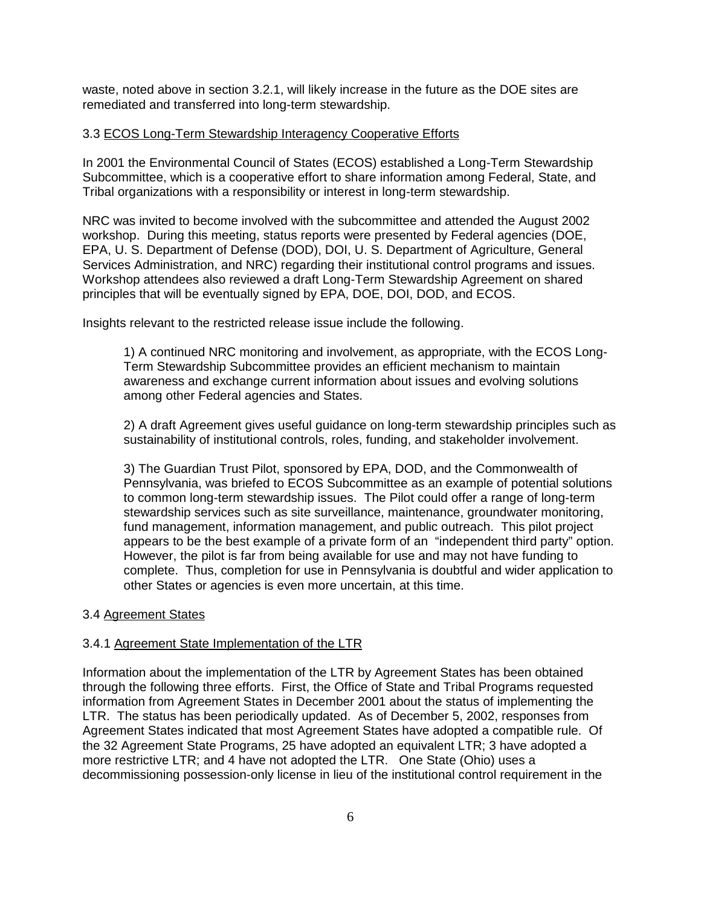waste, noted above in section 3.2.1, will likely increase in the future as the DOE sites are remediated and transferred into long-term stewardship.

### 3.3 ECOS Long-Term Stewardship Interagency Cooperative Efforts

In 2001 the Environmental Council of States (ECOS) established a Long-Term Stewardship Subcommittee, which is a cooperative effort to share information among Federal, State, and Tribal organizations with a responsibility or interest in long-term stewardship.

NRC was invited to become involved with the subcommittee and attended the August 2002 workshop. During this meeting, status reports were presented by Federal agencies (DOE, EPA, U. S. Department of Defense (DOD), DOI, U. S. Department of Agriculture, General Services Administration, and NRC) regarding their institutional control programs and issues. Workshop attendees also reviewed a draft Long-Term Stewardship Agreement on shared principles that will be eventually signed by EPA, DOE, DOI, DOD, and ECOS.

Insights relevant to the restricted release issue include the following.

1) A continued NRC monitoring and involvement, as appropriate, with the ECOS Long-Term Stewardship Subcommittee provides an efficient mechanism to maintain awareness and exchange current information about issues and evolving solutions among other Federal agencies and States.

2) A draft Agreement gives useful guidance on long-term stewardship principles such as sustainability of institutional controls, roles, funding, and stakeholder involvement.

3) The Guardian Trust Pilot, sponsored by EPA, DOD, and the Commonwealth of Pennsylvania, was briefed to ECOS Subcommittee as an example of potential solutions to common long-term stewardship issues. The Pilot could offer a range of long-term stewardship services such as site surveillance, maintenance, groundwater monitoring, fund management, information management, and public outreach. This pilot project appears to be the best example of a private form of an "independent third party" option. However, the pilot is far from being available for use and may not have funding to complete. Thus, completion for use in Pennsylvania is doubtful and wider application to other States or agencies is even more uncertain, at this time.

### 3.4 Agreement States

#### 3.4.1 Agreement State Implementation of the LTR

Information about the implementation of the LTR by Agreement States has been obtained through the following three efforts. First, the Office of State and Tribal Programs requested information from Agreement States in December 2001 about the status of implementing the LTR. The status has been periodically updated. As of December 5, 2002, responses from Agreement States indicated that most Agreement States have adopted a compatible rule. Of the 32 Agreement State Programs, 25 have adopted an equivalent LTR; 3 have adopted a more restrictive LTR; and 4 have not adopted the LTR. One State (Ohio) uses a decommissioning possession-only license in lieu of the institutional control requirement in the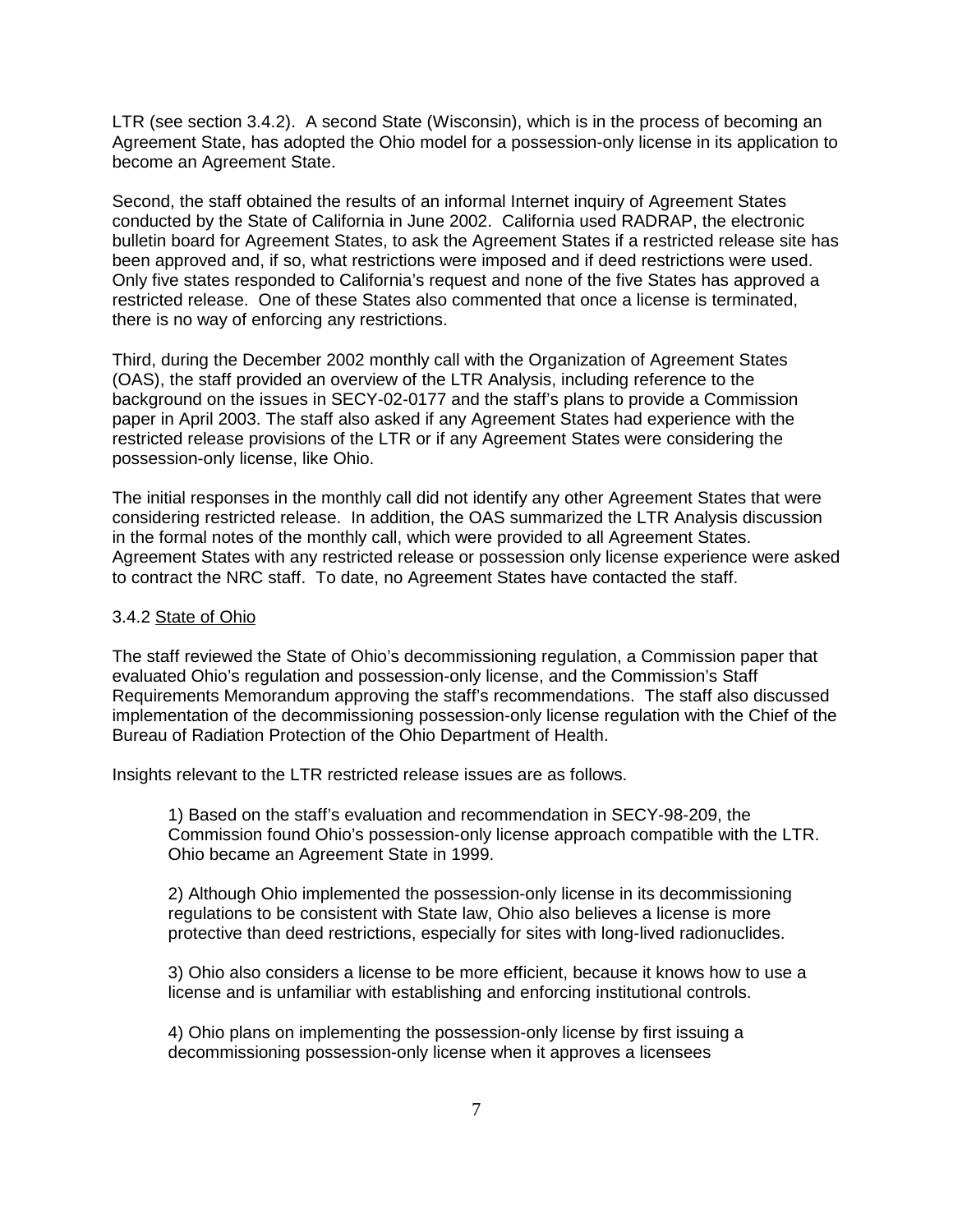LTR (see section 3.4.2). A second State (Wisconsin), which is in the process of becoming an Agreement State, has adopted the Ohio model for a possession-only license in its application to become an Agreement State.

Second, the staff obtained the results of an informal Internet inquiry of Agreement States conducted by the State of California in June 2002. California used RADRAP, the electronic bulletin board for Agreement States, to ask the Agreement States if a restricted release site has been approved and, if so, what restrictions were imposed and if deed restrictions were used. Only five states responded to California's request and none of the five States has approved a restricted release. One of these States also commented that once a license is terminated, there is no way of enforcing any restrictions.

Third, during the December 2002 monthly call with the Organization of Agreement States (OAS), the staff provided an overview of the LTR Analysis, including reference to the background on the issues in SECY-02-0177 and the staff's plans to provide a Commission paper in April 2003. The staff also asked if any Agreement States had experience with the restricted release provisions of the LTR or if any Agreement States were considering the possession-only license, like Ohio.

The initial responses in the monthly call did not identify any other Agreement States that were considering restricted release. In addition, the OAS summarized the LTR Analysis discussion in the formal notes of the monthly call, which were provided to all Agreement States. Agreement States with any restricted release or possession only license experience were asked to contract the NRC staff. To date, no Agreement States have contacted the staff.

### 3.4.2 State of Ohio

The staff reviewed the State of Ohio's decommissioning regulation, a Commission paper that evaluated Ohio's regulation and possession-only license, and the Commission's Staff Requirements Memorandum approving the staff's recommendations. The staff also discussed implementation of the decommissioning possession-only license regulation with the Chief of the Bureau of Radiation Protection of the Ohio Department of Health.

Insights relevant to the LTR restricted release issues are as follows.

1) Based on the staff's evaluation and recommendation in SECY-98-209, the Commission found Ohio's possession-only license approach compatible with the LTR. Ohio became an Agreement State in 1999.

2) Although Ohio implemented the possession-only license in its decommissioning regulations to be consistent with State law, Ohio also believes a license is more protective than deed restrictions, especially for sites with long-lived radionuclides.

3) Ohio also considers a license to be more efficient, because it knows how to use a license and is unfamiliar with establishing and enforcing institutional controls.

4) Ohio plans on implementing the possession-only license by first issuing a decommissioning possession-only license when it approves a licensees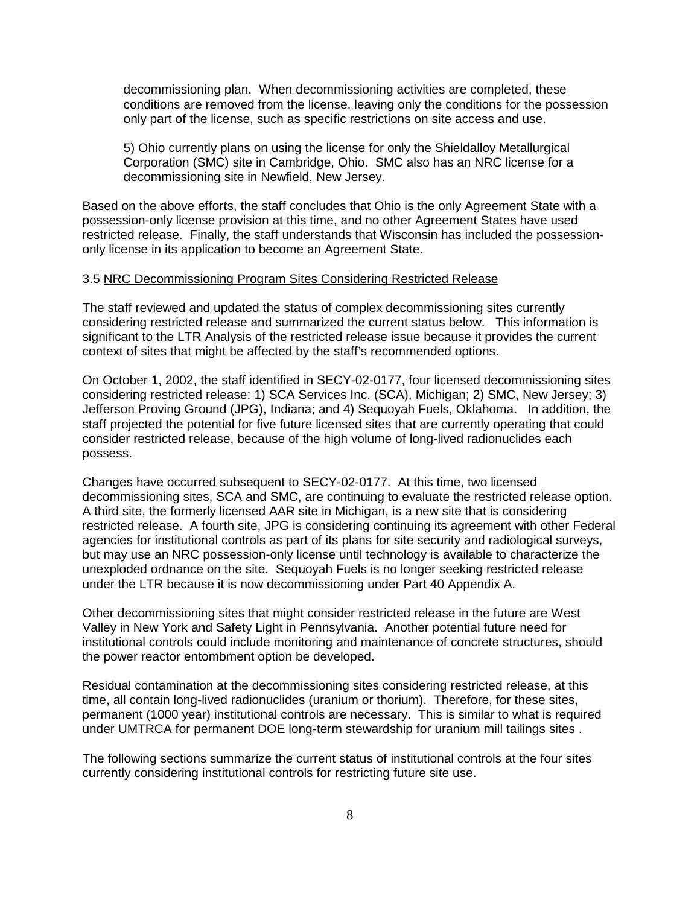decommissioning plan. When decommissioning activities are completed, these conditions are removed from the license, leaving only the conditions for the possession only part of the license, such as specific restrictions on site access and use.

5) Ohio currently plans on using the license for only the Shieldalloy Metallurgical Corporation (SMC) site in Cambridge, Ohio. SMC also has an NRC license for a decommissioning site in Newfield, New Jersey.

Based on the above efforts, the staff concludes that Ohio is the only Agreement State with a possession-only license provision at this time, and no other Agreement States have used restricted release. Finally, the staff understands that Wisconsin has included the possession-only license in its application to become an Agreement State.

### 3.5 NRC Decommissioning Program Sites Considering Restricted Release

The staff reviewed and updated the status of complex decommissioning sites currently considering restricted release and summarized the current status below. This information is significant to the LTR Analysis of the restricted release issue because it provides the current context of sites that might be affected by the staff's recommended options.

On October 1, 2002, the staff identified in SECY-02-0177, four licensed decommissioning sites considering restricted release: 1) SCA Services Inc. (SCA), Michigan; 2) SMC, New Jersey; 3) Jefferson Proving Ground (JPG), Indiana; and 4) Sequoyah Fuels, Oklahoma. In addition, the staff projected the potential for five future licensed sites that are currently operating that could consider restricted release, because of the high volume of long-lived radionuclides each possess.

Changes have occurred subsequent to SECY-02-0177. At this time, two licensed decommissioning sites, SCA and SMC, are continuing to evaluate the restricted release option. A third site, the formerly licensed AAR site in Michigan, is a new site that is considering restricted release. A fourth site, JPG is considering continuing its agreement with other Federal agencies for institutional controls as part of its plans for site security and radiological surveys, but may use an NRC possession-only license until technology is available to characterize the unexploded ordnance on the site. Sequoyah Fuels is no longer seeking restricted release under the LTR because it is now decommissioning under Part 40 Appendix A.

Other decommissioning sites that might consider restricted release in the future are West Valley in New York and Safety Light in Pennsylvania. Another potential future need for institutional controls could include monitoring and maintenance of concrete structures, should the power reactor entombment option be developed.

Residual contamination at the decommissioning sites considering restricted release, at this time, all contain long-lived radionuclides (uranium or thorium). Therefore, for these sites, permanent (1000 year) institutional controls are necessary. This is similar to what is required under UMTRCA for permanent DOE long-term stewardship for uranium mill tailings sites .

The following sections summarize the current status of institutional controls at the four sites currently considering institutional controls for restricting future site use.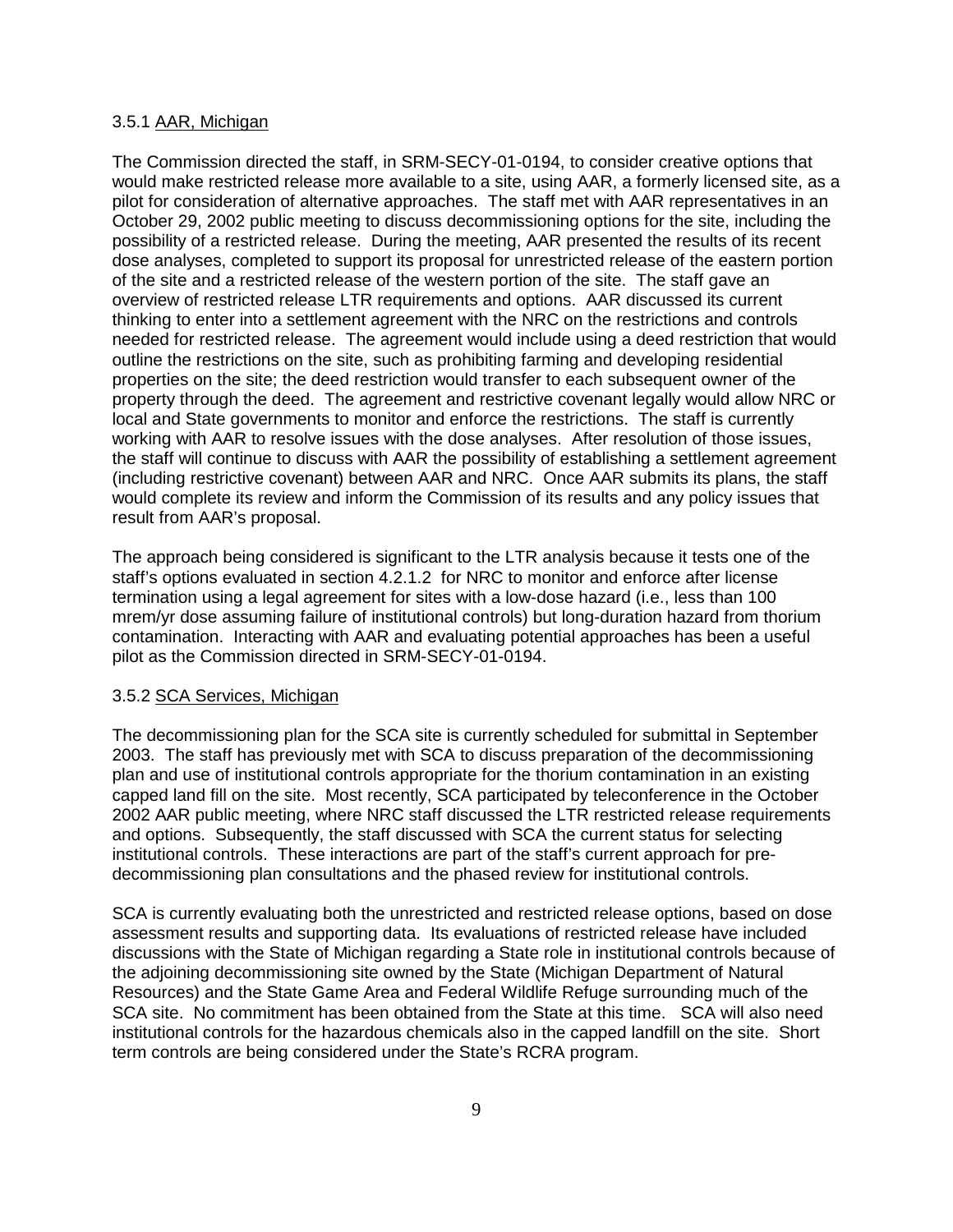3.5.1 AAR, Michigan

The Commission directed the staff, in SRM-SECY-01-0194, to consider creative options that would make restricted release more available to a site, using AAR, a formerly licensed site, as a pilot for consideration of alternative approaches. The staff met with AAR representatives in an October 29, 2002 public meeting to discuss decommissioning options for the site, including the possibility of a restricted release. During the meeting, AAR presented the results of its recent dose analyses, completed to support its proposal for unrestricted release of the eastern portion of the site and a restricted release of the western portion of the site. The staff gave an overview of restricted release LTR requirements and options. AAR discussed its current thinking to enter into a settlement agreement with the NRC on the restrictions and controls needed for restricted release. The agreement would include using a deed restriction that would outline the restrictions on the site, such as prohibiting farming and developing residential properties on the site; the deed restriction would transfer to each subsequent owner of the property through the deed. The agreement and restrictive covenant legally would allow NRC or local and State governments to monitor and enforce the restrictions. The staff is currently working with AAR to resolve issues with the dose analyses. After resolution of those issues, the staff will continue to discuss with AAR the possibility of establishing a settlement agreement (including restrictive covenant) between AAR and NRC. Once AAR submits its plans, the staff would complete its review and inform the Commission of its results and any policy issues that result from AAR's proposal.

The approach being considered is significant to the LTR analysis because it tests one of the staff's options evaluated in section 4.2.1.2 for NRC to monitor and enforce after license termination using a legal agreement for sites with a low-dose hazard (i.e., less than 100 mrem/yr dose assuming failure of institutional controls) but long-duration hazard from thorium contamination. Interacting with AAR and evaluating potential approaches has been a useful pilot as the Commission directed in SRM-SECY-01-0194.

3.5.2 SCA Services, Michigan

The decommissioning plan for the SCA site is currently scheduled for submittal in September 2003. The staff has previously met with SCA to discuss preparation of the decommissioning plan and use of institutional controls appropriate for the thorium contamination in an existing capped land fill on the site. Most recently, SCA participated by teleconference in the October 2002 AAR public meeting, where NRC staff discussed the LTR restricted release requirements and options. Subsequently, the staff discussed with SCA the current status for selecting institutional controls. These interactions are part of the staff's current approach for pre-decommissioning plan consultations and the phased review for institutional controls.

SCA is currently evaluating both the unrestricted and restricted release options, based on dose assessment results and supporting data. Its evaluations of restricted release have included discussions with the State of Michigan regarding a State role in institutional controls because of the adjoining decommissioning site owned by the State (Michigan Department of Natural Resources) and the State Game Area and Federal Wildlife Refuge surrounding much of the SCA site. No commitment has been obtained from the State at this time. SCA will also need institutional controls for the hazardous chemicals also in the capped landfill on the site. Short term controls are being considered under the State's RCRA program.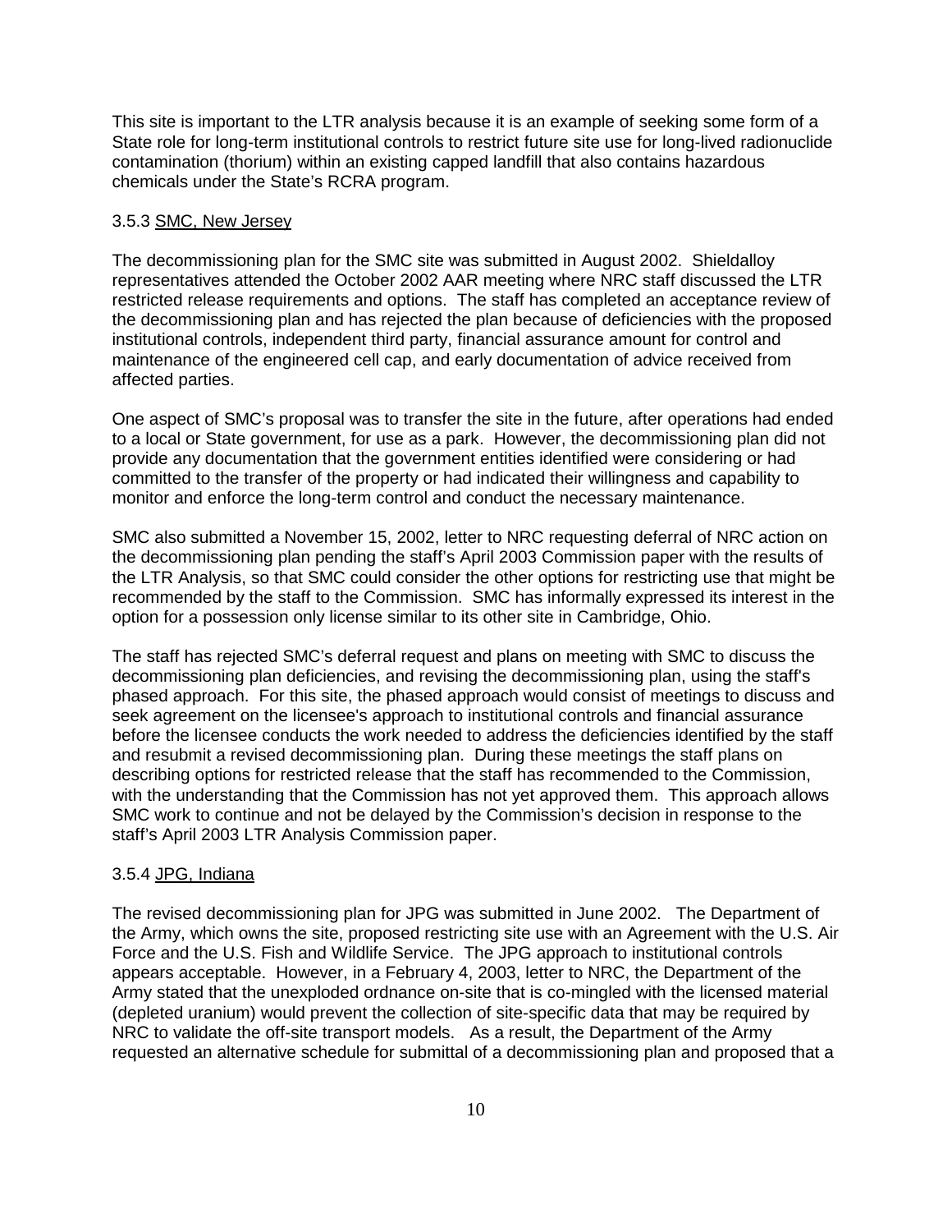This site is important to the LTR analysis because it is an example of seeking some form of a State role for long-term institutional controls to restrict future site use for long-lived radionuclide contamination (thorium) within an existing capped landfill that also contains hazardous chemicals under the State's RCRA program.

### 3.5.3 SMC, New Jersey

The decommissioning plan for the SMC site was submitted in August 2002. Shieldalloy representatives attended the October 2002 AAR meeting where NRC staff discussed the LTR restricted release requirements and options. The staff has completed an acceptance review of the decommissioning plan and has rejected the plan because of deficiencies with the proposed institutional controls, independent third party, financial assurance amount for control and maintenance of the engineered cell cap, and early documentation of advice received from affected parties.

One aspect of SMC's proposal was to transfer the site in the future, after operations had ended to a local or State government, for use as a park. However, the decommissioning plan did not provide any documentation that the government entities identified were considering or had committed to the transfer of the property or had indicated their willingness and capability to monitor and enforce the long-term control and conduct the necessary maintenance.

SMC also submitted a November 15, 2002, letter to NRC requesting deferral of NRC action on the decommissioning plan pending the staff's April 2003 Commission paper with the results of the LTR Analysis, so that SMC could consider the other options for restricting use that might be recommended by the staff to the Commission. SMC has informally expressed its interest in the option for a possession only license similar to its other site in Cambridge, Ohio.

The staff has rejected SMC's deferral request and plans on meeting with SMC to discuss the decommissioning plan deficiencies, and revising the decommissioning plan, using the staff's phased approach. For this site, the phased approach would consist of meetings to discuss and seek agreement on the licensee's approach to institutional controls and financial assurance before the licensee conducts the work needed to address the deficiencies identified by the staff and resubmit a revised decommissioning plan. During these meetings the staff plans on describing options for restricted release that the staff has recommended to the Commission, with the understanding that the Commission has not yet approved them. This approach allows SMC work to continue and not be delayed by the Commission's decision in response to the staff's April 2003 LTR Analysis Commission paper.

### 3.5.4 JPG, Indiana

The revised decommissioning plan for JPG was submitted in June 2002. The Department of the Army, which owns the site, proposed restricting site use with an Agreement with the U.S. Air Force and the U.S. Fish and Wildlife Service. The JPG approach to institutional controls appears acceptable. However, in a February 4, 2003, letter to NRC, the Department of the Army stated that the unexploded ordnance on-site that is co-mingled with the licensed material (depleted uranium) would prevent the collection of site-specific data that may be required by NRC to validate the off-site transport models. As a result, the Department of the Army requested an alternative schedule for submittal of a decommissioning plan and proposed that a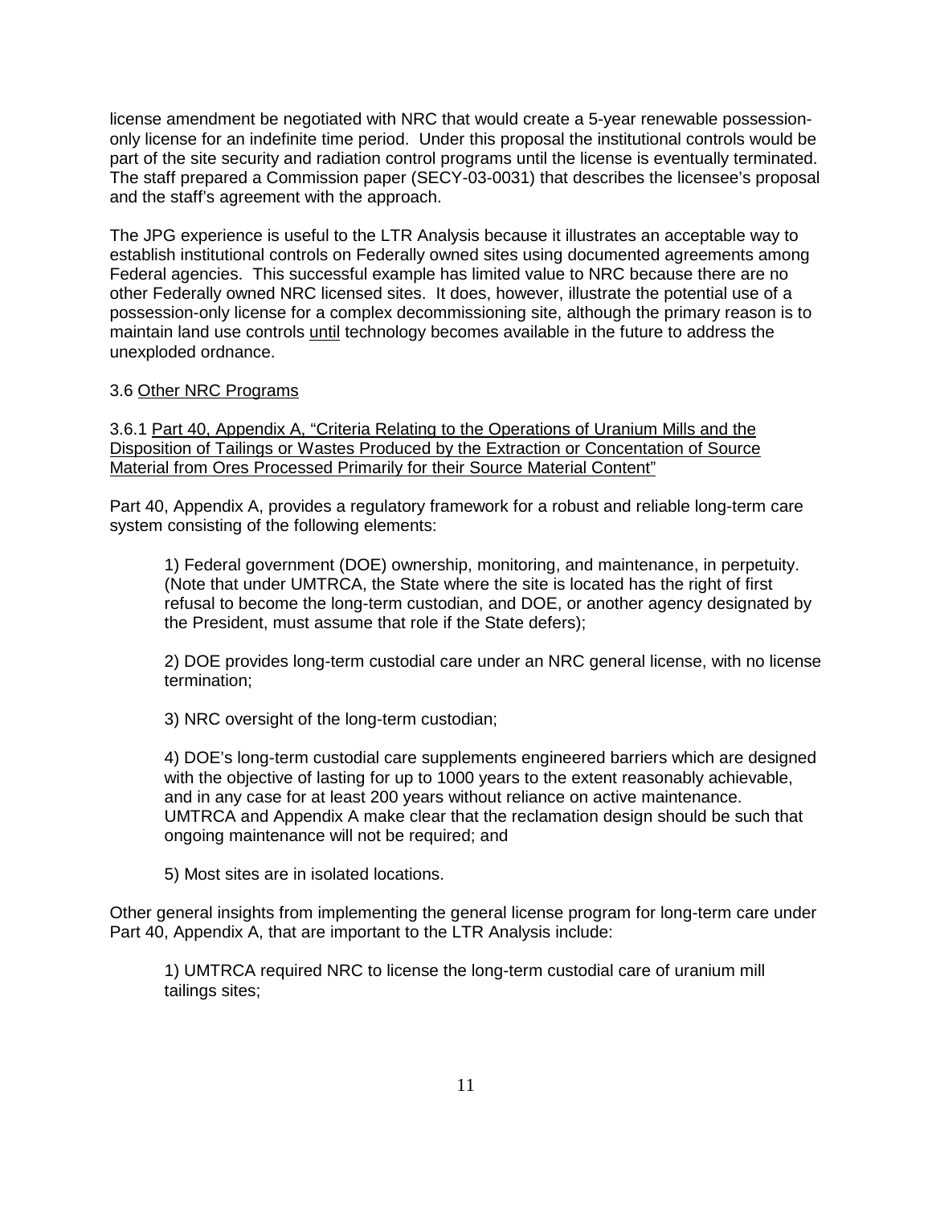license amendment be negotiated with NRC that would create a 5-year renewable possession-only license for an indefinite time period. Under this proposal the institutional controls would be part of the site security and radiation control programs until the license is eventually terminated. The staff prepared a Commission paper (SECY-03-0031) that describes the licensee's proposal and the staff's agreement with the approach.

The JPG experience is useful to the LTR Analysis because it illustrates an acceptable way to establish institutional controls on Federally owned sites using documented agreements among Federal agencies. This successful example has limited value to NRC because there are no other Federally owned NRC licensed sites. It does, however, illustrate the potential use of a possession-only license for a complex decommissioning site, although the primary reason is to maintain land use controls until technology becomes available in the future to address the unexploded ordnance.

### 3.6 Other NRC Programs

#### 3.6.1 Part 40, Appendix A, "Criteria Relating to the Operations of Uranium Mills and the Disposition of Tailings or Wastes Produced by the Extraction or Concentation of Source Material from Ores Processed Primarily for their Source Material Content"

Part 40, Appendix A, provides a regulatory framework for a robust and reliable long-term care system consisting of the following elements:

1) Federal government (DOE) ownership, monitoring, and maintenance, in perpetuity. (Note that under UMTRCA, the State where the site is located has the right of first refusal to become the long-term custodian, and DOE, or another agency designated by the President, must assume that role if the State defers);

2) DOE provides long-term custodial care under an NRC general license, with no license termination;

3) NRC oversight of the long-term custodian;

4) DOE's long-term custodial care supplements engineered barriers which are designed with the objective of lasting for up to 1000 years to the extent reasonably achievable, and in any case for at least 200 years without reliance on active maintenance. UMTRCA and Appendix A make clear that the reclamation design should be such that ongoing maintenance will not be required; and

5) Most sites are in isolated locations.

Other general insights from implementing the general license program for long-term care under Part 40, Appendix A, that are important to the LTR Analysis include:

1) UMTRCA required NRC to license the long-term custodial care of uranium mill tailings sites;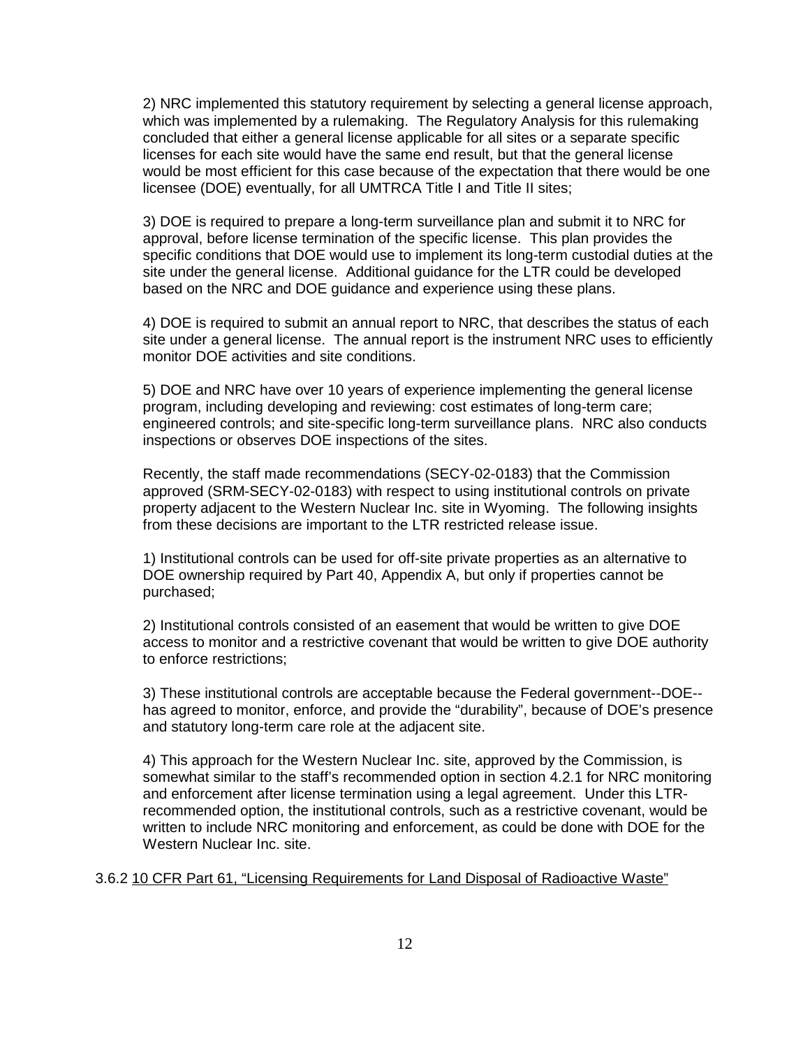2) NRC implemented this statutory requirement by selecting a general license approach, which was implemented by a rulemaking. The Regulatory Analysis for this rulemaking concluded that either a general license applicable for all sites or a separate specific licenses for each site would have the same end result, but that the general license would be most efficient for this case because of the expectation that there would be one licensee (DOE) eventually, for all UMTRCA Title I and Title II sites;

3) DOE is required to prepare a long-term surveillance plan and submit it to NRC for approval, before license termination of the specific license. This plan provides the specific conditions that DOE would use to implement its long-term custodial duties at the site under the general license. Additional guidance for the LTR could be developed based on the NRC and DOE guidance and experience using these plans.

4) DOE is required to submit an annual report to NRC, that describes the status of each site under a general license. The annual report is the instrument NRC uses to efficiently monitor DOE activities and site conditions.

5) DOE and NRC have over 10 years of experience implementing the general license program, including developing and reviewing: cost estimates of long-term care; engineered controls; and site-specific long-term surveillance plans. NRC also conducts inspections or observes DOE inspections of the sites.

Recently, the staff made recommendations (SECY-02-0183) that the Commission approved (SRM-SECY-02-0183) with respect to using institutional controls on private property adjacent to the Western Nuclear Inc. site in Wyoming. The following insights from these decisions are important to the LTR restricted release issue.

1) Institutional controls can be used for off-site private properties as an alternative to DOE ownership required by Part 40, Appendix A, but only if properties cannot be purchased;

2) Institutional controls consisted of an easement that would be written to give DOE access to monitor and a restrictive covenant that would be written to give DOE authority to enforce restrictions;

3) These institutional controls are acceptable because the Federal government--DOE--has agreed to monitor, enforce, and provide the "durability", because of DOE's presence and statutory long-term care role at the adjacent site.

4) This approach for the Western Nuclear Inc. site, approved by the Commission, is somewhat similar to the staff's recommended option in section 4.2.1 for NRC monitoring and enforcement after license termination using a legal agreement. Under this LTR-recommended option, the institutional controls, such as a restrictive covenant, would be written to include NRC monitoring and enforcement, as could be done with DOE for the Western Nuclear Inc. site.

3.6.2 <u>10 CFR Part 61, "Licensing Requirements for Land Disposal of Radioactive Waste"</u>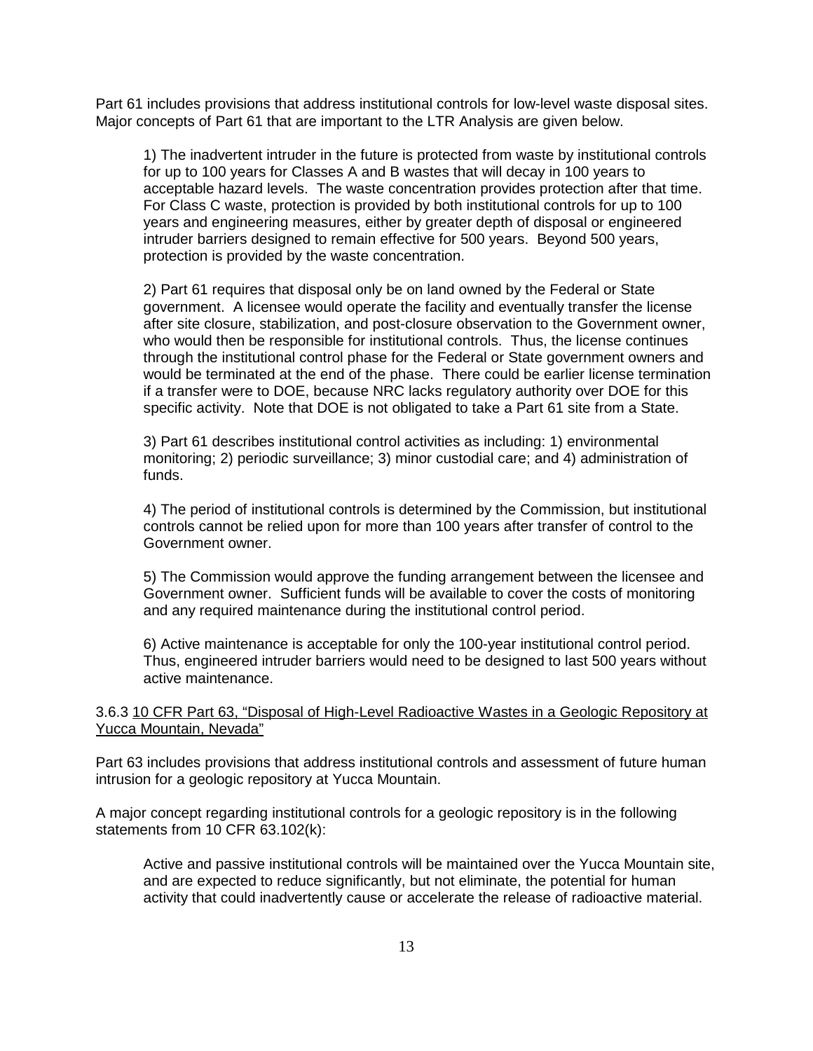Part 61 includes provisions that address institutional controls for low-level waste disposal sites. Major concepts of Part 61 that are important to the LTR Analysis are given below.

> 1) The inadvertent intruder in the future is protected from waste by institutional controls for up to 100 years for Classes A and B wastes that will decay in 100 years to acceptable hazard levels. The waste concentration provides protection after that time. For Class C waste, protection is provided by both institutional controls for up to 100 years and engineering measures, either by greater depth of disposal or engineered intruder barriers designed to remain effective for 500 years. Beyond 500 years, protection is provided by the waste concentration.
>
> 2) Part 61 requires that disposal only be on land owned by the Federal or State government. A licensee would operate the facility and eventually transfer the license after site closure, stabilization, and post-closure observation to the Government owner, who would then be responsible for institutional controls. Thus, the license continues through the institutional control phase for the Federal or State government owners and would be terminated at the end of the phase. There could be earlier license termination if a transfer were to DOE, because NRC lacks regulatory authority over DOE for this specific activity. Note that DOE is not obligated to take a Part 61 site from a State.
>
> 3) Part 61 describes institutional control activities as including: 1) environmental monitoring; 2) periodic surveillance; 3) minor custodial care; and 4) administration of funds.
>
> 4) The period of institutional controls is determined by the Commission, but institutional controls cannot be relied upon for more than 100 years after transfer of control to the Government owner.
>
> 5) The Commission would approve the funding arrangement between the licensee and Government owner. Sufficient funds will be available to cover the costs of monitoring and any required maintenance during the institutional control period.
>
> 6) Active maintenance is acceptable for only the 100-year institutional control period. Thus, engineered intruder barriers would need to be designed to last 500 years without active maintenance.

### 3.6.3 10 CFR Part 63, "Disposal of High-Level Radioactive Wastes in a Geologic Repository at Yucca Mountain, Nevada"

Part 63 includes provisions that address institutional controls and assessment of future human intrusion for a geologic repository at Yucca Mountain.

A major concept regarding institutional controls for a geologic repository is in the following statements from 10 CFR 63.102(k):

> Active and passive institutional controls will be maintained over the Yucca Mountain site, and are expected to reduce significantly, but not eliminate, the potential for human activity that could inadvertently cause or accelerate the release of radioactive material.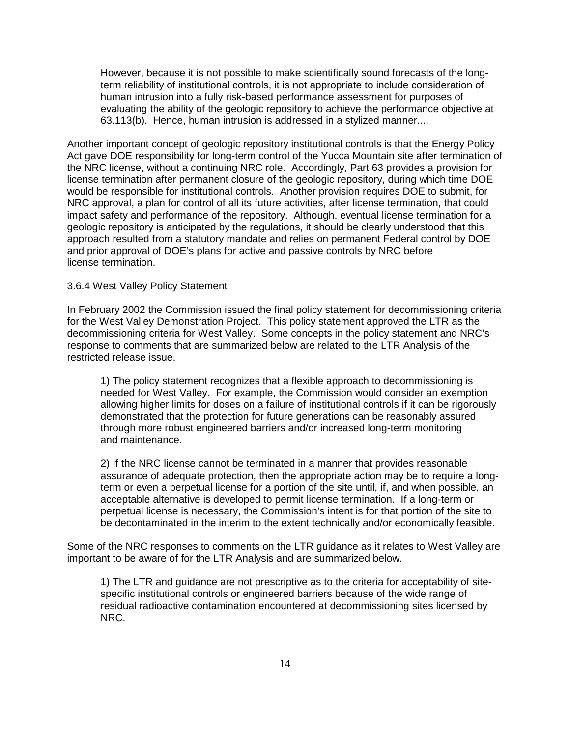> However, because it is not possible to make scientifically sound forecasts of the long-term reliability of institutional controls, it is not appropriate to include consideration of human intrusion into a fully risk-based performance assessment for purposes of evaluating the ability of the geologic repository to achieve the performance objective at 63.113(b). Hence, human intrusion is addressed in a stylized manner....

Another important concept of geologic repository institutional controls is that the Energy Policy Act gave DOE responsibility for long-term control of the Yucca Mountain site after termination of the NRC license, without a continuing NRC role. Accordingly, Part 63 provides a provision for license termination after permanent closure of the geologic repository, during which time DOE would be responsible for institutional controls. Another provision requires DOE to submit, for NRC approval, a plan for control of all its future activities, after license termination, that could impact safety and performance of the repository. Although, eventual license termination for a geologic repository is anticipated by the regulations, it should be clearly understood that this approach resulted from a statutory mandate and relies on permanent Federal control by DOE and prior approval of DOE's plans for active and passive controls by NRC before license termination.

### 3.6.4 West Valley Policy Statement

In February 2002 the Commission issued the final policy statement for decommissioning criteria for the West Valley Demonstration Project. This policy statement approved the LTR as the decommissioning criteria for West Valley. Some concepts in the policy statement and NRC's response to comments that are summarized below are related to the LTR Analysis of the restricted release issue.

> 1) The policy statement recognizes that a flexible approach to decommissioning is needed for West Valley. For example, the Commission would consider an exemption allowing higher limits for doses on a failure of institutional controls if it can be rigorously demonstrated that the protection for future generations can be reasonably assured through more robust engineered barriers and/or increased long-term monitoring and maintenance.
>
> 2) If the NRC license cannot be terminated in a manner that provides reasonable assurance of adequate protection, then the appropriate action may be to require a long-term or even a perpetual license for a portion of the site until, if, and when possible, an acceptable alternative is developed to permit license termination. If a long-term or perpetual license is necessary, the Commission's intent is for that portion of the site to be decontaminated in the interim to the extent technically and/or economically feasible.

Some of the NRC responses to comments on the LTR guidance as it relates to West Valley are important to be aware of for the LTR Analysis and are summarized below.

> 1) The LTR and guidance are not prescriptive as to the criteria for acceptability of site-specific institutional controls or engineered barriers because of the wide range of residual radioactive contamination encountered at decommissioning sites licensed by NRC.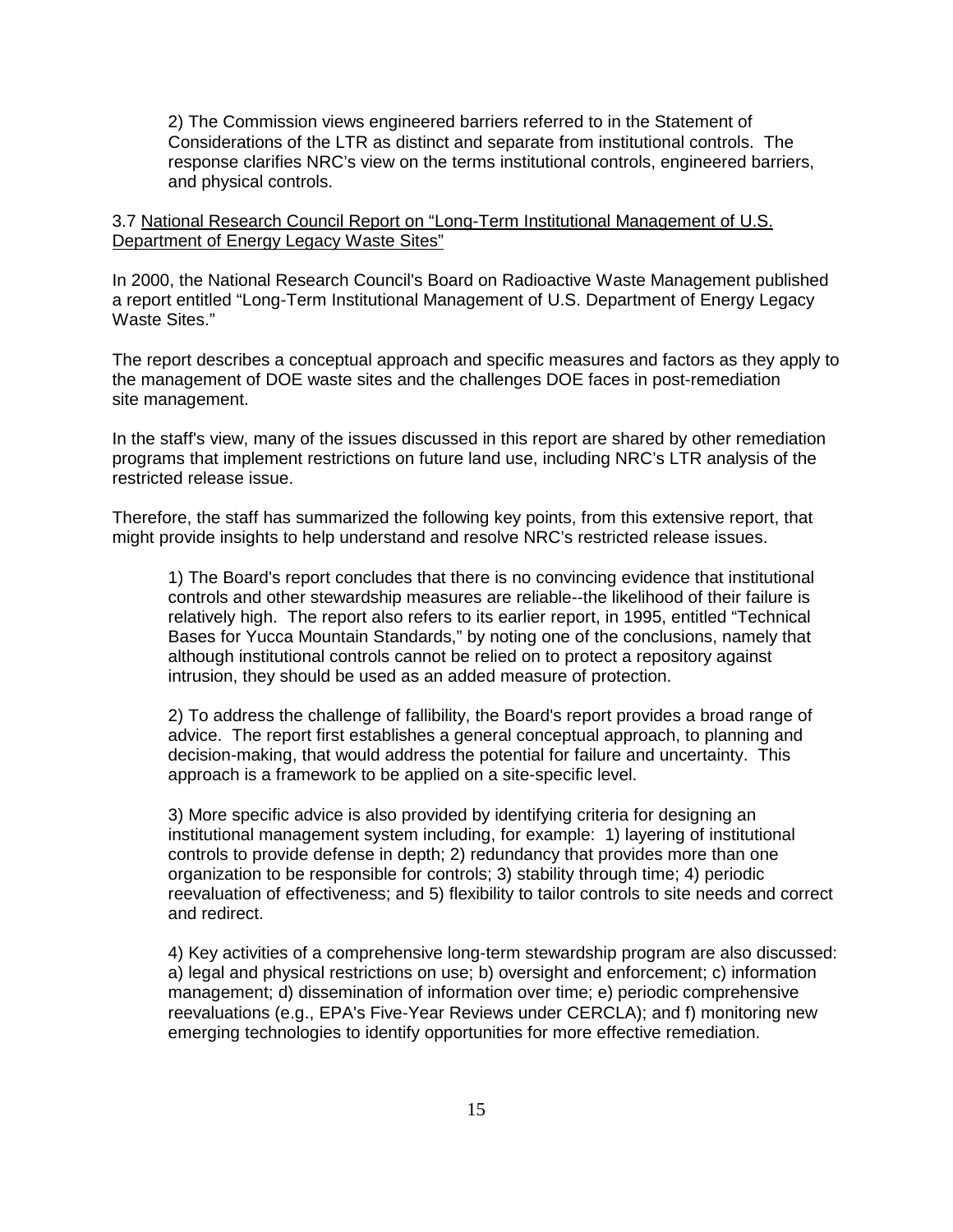2) The Commission views engineered barriers referred to in the Statement of Considerations of the LTR as distinct and separate from institutional controls. The response clarifies NRC's view on the terms institutional controls, engineered barriers, and physical controls.

3.7 National Research Council Report on "Long-Term Institutional Management of U.S. Department of Energy Legacy Waste Sites"

In 2000, the National Research Council's Board on Radioactive Waste Management published a report entitled "Long-Term Institutional Management of U.S. Department of Energy Legacy Waste Sites."

The report describes a conceptual approach and specific measures and factors as they apply to the management of DOE waste sites and the challenges DOE faces in post-remediation site management.

In the staff's view, many of the issues discussed in this report are shared by other remediation programs that implement restrictions on future land use, including NRC's LTR analysis of the restricted release issue.

Therefore, the staff has summarized the following key points, from this extensive report, that might provide insights to help understand and resolve NRC's restricted release issues.

1) The Board's report concludes that there is no convincing evidence that institutional controls and other stewardship measures are reliable--the likelihood of their failure is relatively high. The report also refers to its earlier report, in 1995, entitled "Technical Bases for Yucca Mountain Standards," by noting one of the conclusions, namely that although institutional controls cannot be relied on to protect a repository against intrusion, they should be used as an added measure of protection.

2) To address the challenge of fallibility, the Board's report provides a broad range of advice. The report first establishes a general conceptual approach, to planning and decision-making, that would address the potential for failure and uncertainty. This approach is a framework to be applied on a site-specific level.

3) More specific advice is also provided by identifying criteria for designing an institutional management system including, for example: 1) layering of institutional controls to provide defense in depth; 2) redundancy that provides more than one organization to be responsible for controls; 3) stability through time; 4) periodic reevaluation of effectiveness; and 5) flexibility to tailor controls to site needs and correct and redirect.

4) Key activities of a comprehensive long-term stewardship program are also discussed: a) legal and physical restrictions on use; b) oversight and enforcement; c) information management; d) dissemination of information over time; e) periodic comprehensive reevaluations (e.g., EPA's Five-Year Reviews under CERCLA); and f) monitoring new emerging technologies to identify opportunities for more effective remediation.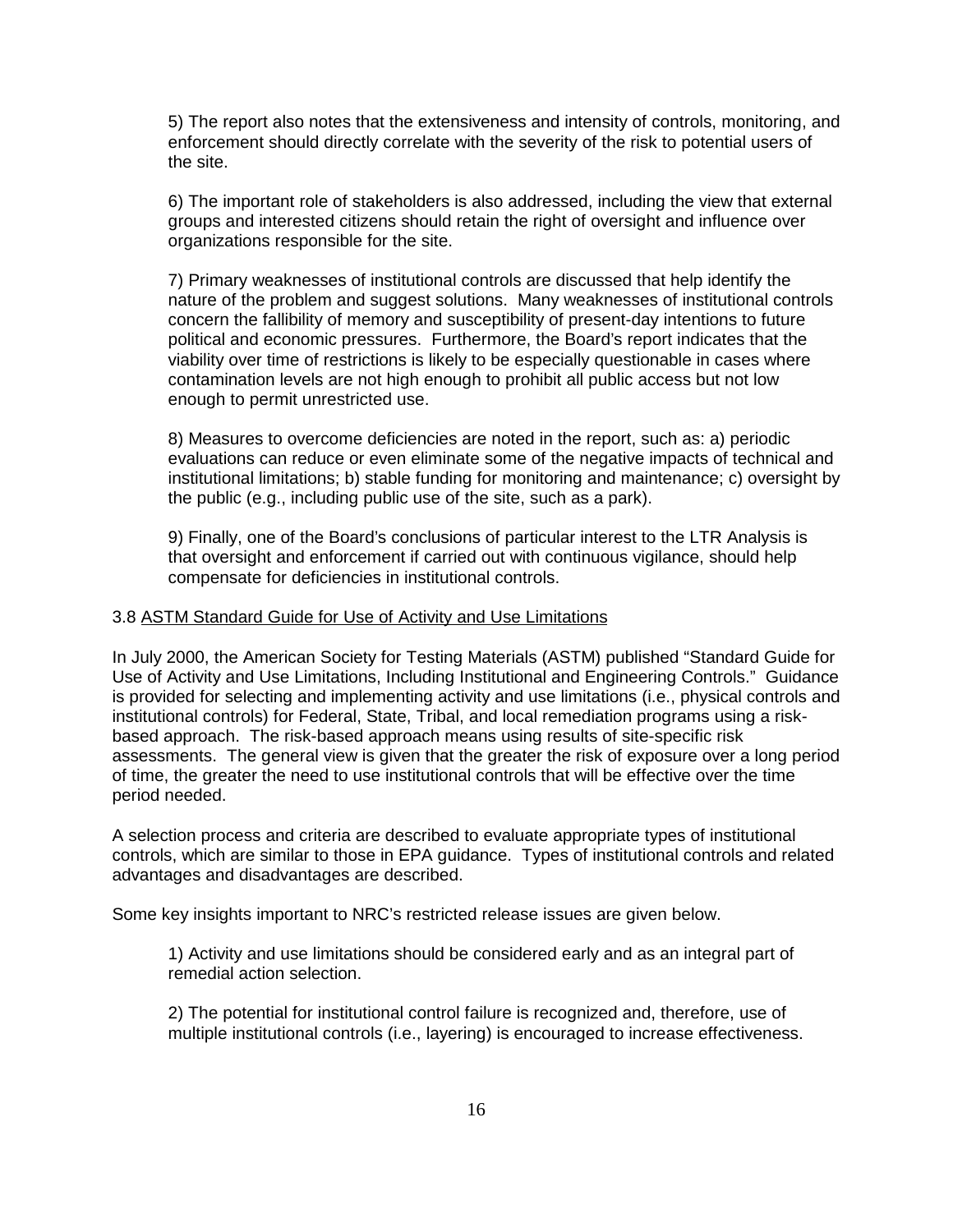5) The report also notes that the extensiveness and intensity of controls, monitoring, and enforcement should directly correlate with the severity of the risk to potential users of the site.

6) The important role of stakeholders is also addressed, including the view that external groups and interested citizens should retain the right of oversight and influence over organizations responsible for the site.

7) Primary weaknesses of institutional controls are discussed that help identify the nature of the problem and suggest solutions. Many weaknesses of institutional controls concern the fallibility of memory and susceptibility of present-day intentions to future political and economic pressures. Furthermore, the Board's report indicates that the viability over time of restrictions is likely to be especially questionable in cases where contamination levels are not high enough to prohibit all public access but not low enough to permit unrestricted use.

8) Measures to overcome deficiencies are noted in the report, such as: a) periodic evaluations can reduce or even eliminate some of the negative impacts of technical and institutional limitations; b) stable funding for monitoring and maintenance; c) oversight by the public (e.g., including public use of the site, such as a park).

9) Finally, one of the Board's conclusions of particular interest to the LTR Analysis is that oversight and enforcement if carried out with continuous vigilance, should help compensate for deficiencies in institutional controls.

### 3.8 ASTM Standard Guide for Use of Activity and Use Limitations

In July 2000, the American Society for Testing Materials (ASTM) published "Standard Guide for Use of Activity and Use Limitations, Including Institutional and Engineering Controls." Guidance is provided for selecting and implementing activity and use limitations (i.e., physical controls and institutional controls) for Federal, State, Tribal, and local remediation programs using a risk-based approach. The risk-based approach means using results of site-specific risk assessments. The general view is given that the greater the risk of exposure over a long period of time, the greater the need to use institutional controls that will be effective over the time period needed.

A selection process and criteria are described to evaluate appropriate types of institutional controls, which are similar to those in EPA guidance. Types of institutional controls and related advantages and disadvantages are described.

Some key insights important to NRC's restricted release issues are given below.

1) Activity and use limitations should be considered early and as an integral part of remedial action selection.

2) The potential for institutional control failure is recognized and, therefore, use of multiple institutional controls (i.e., layering) is encouraged to increase effectiveness.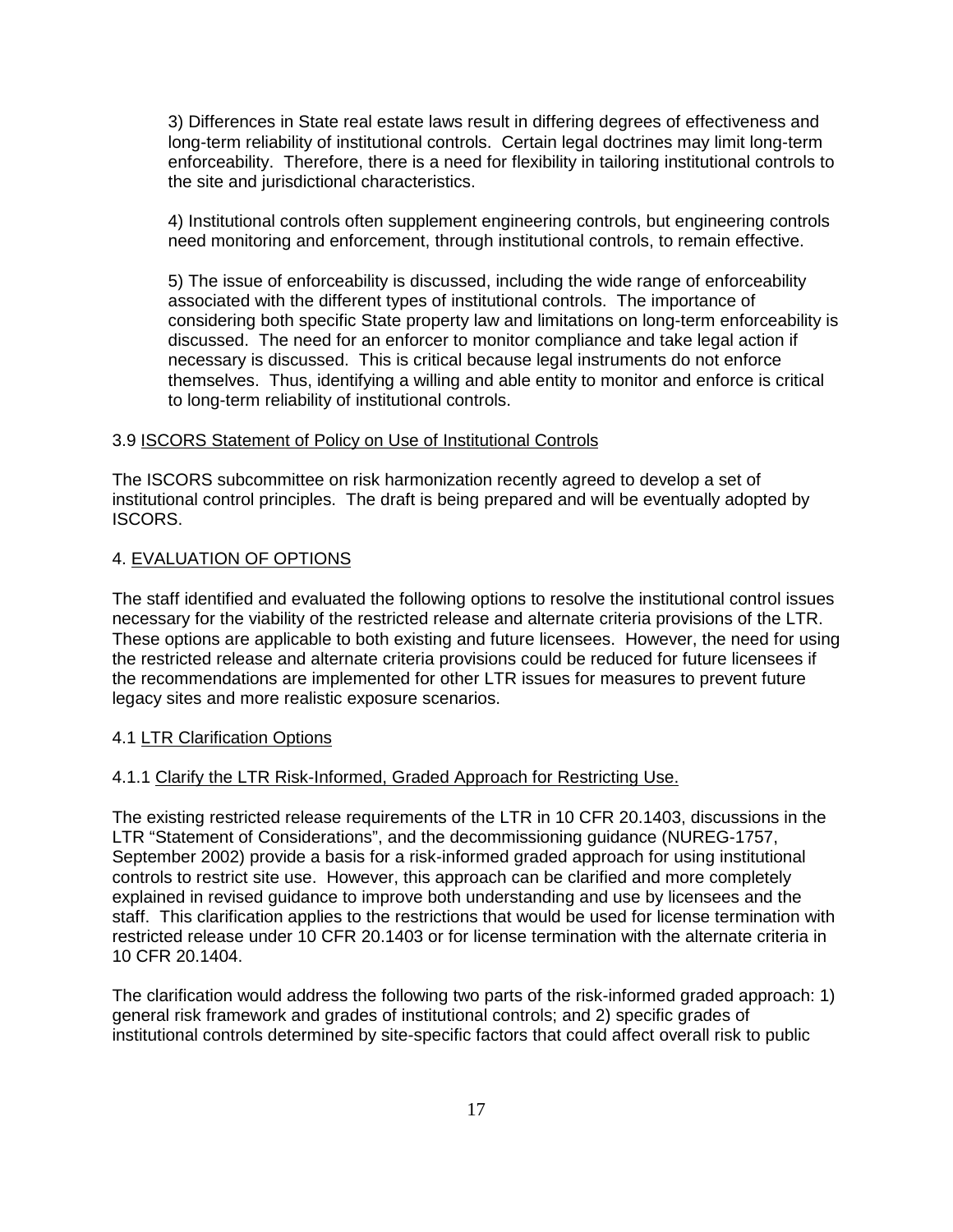3) Differences in State real estate laws result in differing degrees of effectiveness and long-term reliability of institutional controls. Certain legal doctrines may limit long-term enforceability. Therefore, there is a need for flexibility in tailoring institutional controls to the site and jurisdictional characteristics.

4) Institutional controls often supplement engineering controls, but engineering controls need monitoring and enforcement, through institutional controls, to remain effective.

5) The issue of enforceability is discussed, including the wide range of enforceability associated with the different types of institutional controls. The importance of considering both specific State property law and limitations on long-term enforceability is discussed. The need for an enforcer to monitor compliance and take legal action if necessary is discussed. This is critical because legal instruments do not enforce themselves. Thus, identifying a willing and able entity to monitor and enforce is critical to long-term reliability of institutional controls.

### 3.9 ISCORS Statement of Policy on Use of Institutional Controls

The ISCORS subcommittee on risk harmonization recently agreed to develop a set of institutional control principles. The draft is being prepared and will be eventually adopted by ISCORS.

## 4. EVALUATION OF OPTIONS

The staff identified and evaluated the following options to resolve the institutional control issues necessary for the viability of the restricted release and alternate criteria provisions of the LTR. These options are applicable to both existing and future licensees. However, the need for using the restricted release and alternate criteria provisions could be reduced for future licensees if the recommendations are implemented for other LTR issues for measures to prevent future legacy sites and more realistic exposure scenarios.

### 4.1 LTR Clarification Options

#### 4.1.1 Clarify the LTR Risk-Informed, Graded Approach for Restricting Use.

The existing restricted release requirements of the LTR in 10 CFR 20.1403, discussions in the LTR "Statement of Considerations", and the decommissioning guidance (NUREG-1757, September 2002) provide a basis for a risk-informed graded approach for using institutional controls to restrict site use. However, this approach can be clarified and more completely explained in revised guidance to improve both understanding and use by licensees and the staff. This clarification applies to the restrictions that would be used for license termination with restricted release under 10 CFR 20.1403 or for license termination with the alternate criteria in 10 CFR 20.1404.

The clarification would address the following two parts of the risk-informed graded approach: 1) general risk framework and grades of institutional controls; and 2) specific grades of institutional controls determined by site-specific factors that could affect overall risk to public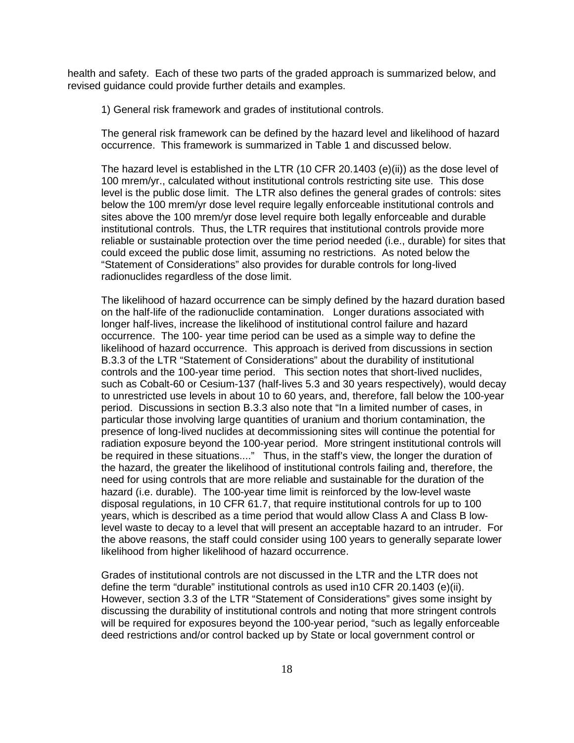health and safety. Each of these two parts of the graded approach is summarized below, and revised guidance could provide further details and examples.

1) General risk framework and grades of institutional controls.

The general risk framework can be defined by the hazard level and likelihood of hazard occurrence. This framework is summarized in Table 1 and discussed below.

The hazard level is established in the LTR (10 CFR 20.1403 (e)(ii)) as the dose level of 100 mrem/yr., calculated without institutional controls restricting site use. This dose level is the public dose limit. The LTR also defines the general grades of controls: sites below the 100 mrem/yr dose level require legally enforceable institutional controls and sites above the 100 mrem/yr dose level require both legally enforceable and durable institutional controls. Thus, the LTR requires that institutional controls provide more reliable or sustainable protection over the time period needed (i.e., durable) for sites that could exceed the public dose limit, assuming no restrictions. As noted below the "Statement of Considerations" also provides for durable controls for long-lived radionuclides regardless of the dose limit.

The likelihood of hazard occurrence can be simply defined by the hazard duration based on the half-life of the radionuclide contamination. Longer durations associated with longer half-lives, increase the likelihood of institutional control failure and hazard occurrence. The 100- year time period can be used as a simple way to define the likelihood of hazard occurrence. This approach is derived from discussions in section B.3.3 of the LTR "Statement of Considerations" about the durability of institutional controls and the 100-year time period. This section notes that short-lived nuclides, such as Cobalt-60 or Cesium-137 (half-lives 5.3 and 30 years respectively), would decay to unrestricted use levels in about 10 to 60 years, and, therefore, fall below the 100-year period. Discussions in section B.3.3 also note that "In a limited number of cases, in particular those involving large quantities of uranium and thorium contamination, the presence of long-lived nuclides at decommissioning sites will continue the potential for radiation exposure beyond the 100-year period. More stringent institutional controls will be required in these situations...." Thus, in the staff's view, the longer the duration of the hazard, the greater the likelihood of institutional controls failing and, therefore, the need for using controls that are more reliable and sustainable for the duration of the hazard (i.e. durable). The 100-year time limit is reinforced by the low-level waste disposal regulations, in 10 CFR 61.7, that require institutional controls for up to 100 years, which is described as a time period that would allow Class A and Class B low-level waste to decay to a level that will present an acceptable hazard to an intruder. For the above reasons, the staff could consider using 100 years to generally separate lower likelihood from higher likelihood of hazard occurrence.

Grades of institutional controls are not discussed in the LTR and the LTR does not define the term "durable" institutional controls as used in10 CFR 20.1403 (e)(ii). However, section 3.3 of the LTR "Statement of Considerations" gives some insight by discussing the durability of institutional controls and noting that more stringent controls will be required for exposures beyond the 100-year period, "such as legally enforceable deed restrictions and/or control backed up by State or local government control or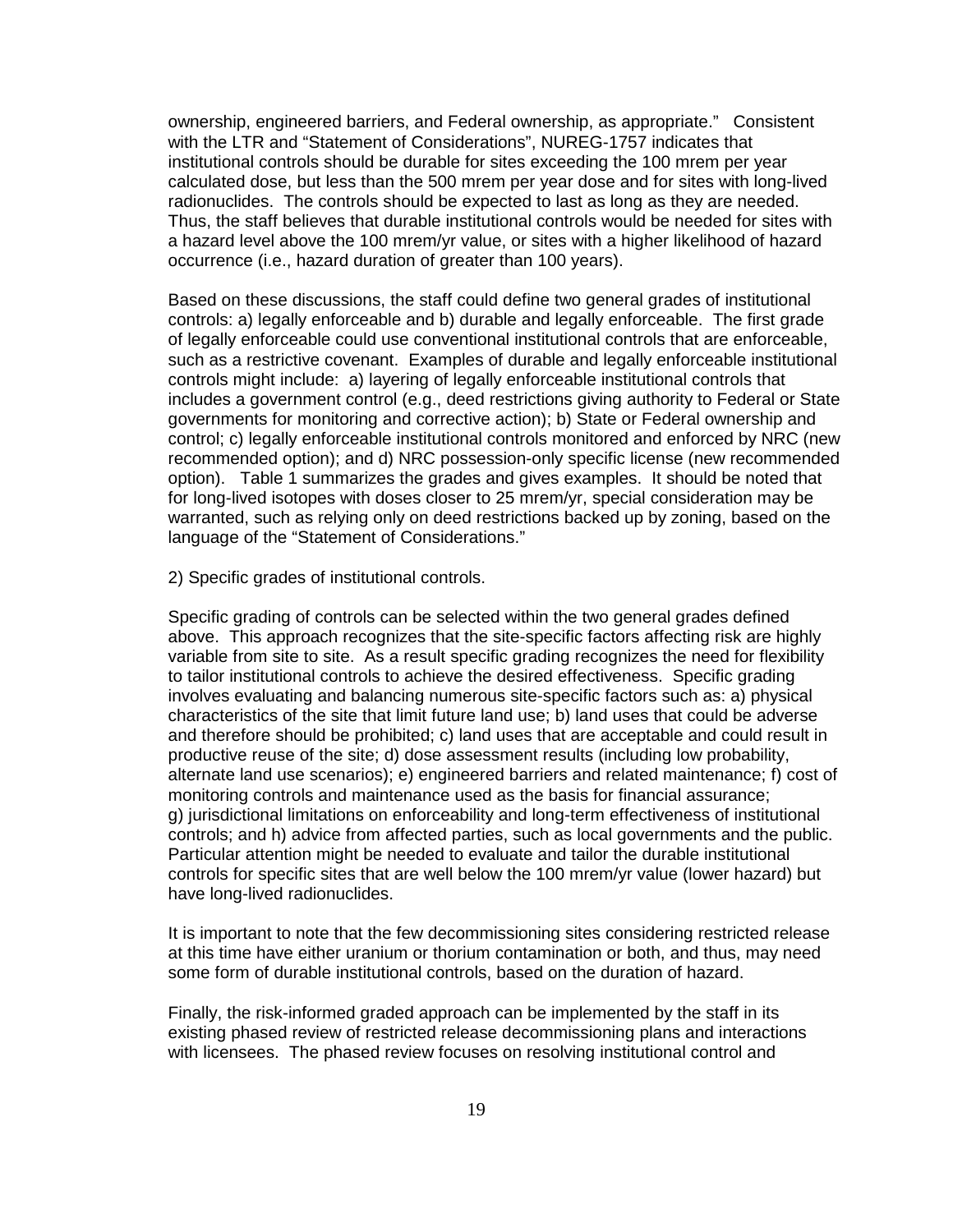ownership, engineered barriers, and Federal ownership, as appropriate." Consistent with the LTR and "Statement of Considerations", NUREG-1757 indicates that institutional controls should be durable for sites exceeding the 100 mrem per year calculated dose, but less than the 500 mrem per year dose and for sites with long-lived radionuclides. The controls should be expected to last as long as they are needed. Thus, the staff believes that durable institutional controls would be needed for sites with a hazard level above the 100 mrem/yr value, or sites with a higher likelihood of hazard occurrence (i.e., hazard duration of greater than 100 years).

Based on these discussions, the staff could define two general grades of institutional controls: a) legally enforceable and b) durable and legally enforceable. The first grade of legally enforceable could use conventional institutional controls that are enforceable, such as a restrictive covenant. Examples of durable and legally enforceable institutional controls might include: a) layering of legally enforceable institutional controls that includes a government control (e.g., deed restrictions giving authority to Federal or State governments for monitoring and corrective action); b) State or Federal ownership and control; c) legally enforceable institutional controls monitored and enforced by NRC (new recommended option); and d) NRC possession-only specific license (new recommended option). Table 1 summarizes the grades and gives examples. It should be noted that for long-lived isotopes with doses closer to 25 mrem/yr, special consideration may be warranted, such as relying only on deed restrictions backed up by zoning, based on the language of the "Statement of Considerations."

2) Specific grades of institutional controls.

Specific grading of controls can be selected within the two general grades defined above. This approach recognizes that the site-specific factors affecting risk are highly variable from site to site. As a result specific grading recognizes the need for flexibility to tailor institutional controls to achieve the desired effectiveness. Specific grading involves evaluating and balancing numerous site-specific factors such as: a) physical characteristics of the site that limit future land use; b) land uses that could be adverse and therefore should be prohibited; c) land uses that are acceptable and could result in productive reuse of the site; d) dose assessment results (including low probability, alternate land use scenarios); e) engineered barriers and related maintenance; f) cost of monitoring controls and maintenance used as the basis for financial assurance; g) jurisdictional limitations on enforceability and long-term effectiveness of institutional controls; and h) advice from affected parties, such as local governments and the public. Particular attention might be needed to evaluate and tailor the durable institutional controls for specific sites that are well below the 100 mrem/yr value (lower hazard) but have long-lived radionuclides.

It is important to note that the few decommissioning sites considering restricted release at this time have either uranium or thorium contamination or both, and thus, may need some form of durable institutional controls, based on the duration of hazard.

Finally, the risk-informed graded approach can be implemented by the staff in its existing phased review of restricted release decommissioning plans and interactions with licensees. The phased review focuses on resolving institutional control and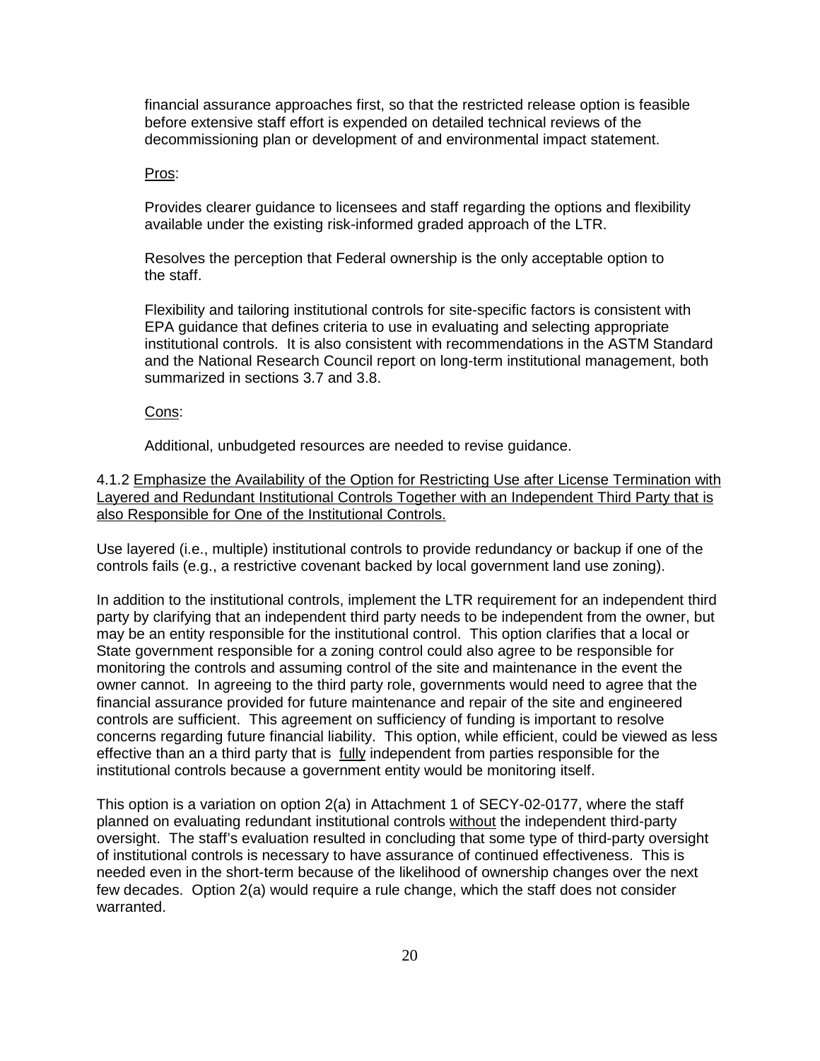financial assurance approaches first, so that the restricted release option is feasible before extensive staff effort is expended on detailed technical reviews of the decommissioning plan or development of and environmental impact statement.

Pros:

Provides clearer guidance to licensees and staff regarding the options and flexibility available under the existing risk-informed graded approach of the LTR.

Resolves the perception that Federal ownership is the only acceptable option to the staff.

Flexibility and tailoring institutional controls for site-specific factors is consistent with EPA guidance that defines criteria to use in evaluating and selecting appropriate institutional controls. It is also consistent with recommendations in the ASTM Standard and the National Research Council report on long-term institutional management, both summarized in sections 3.7 and 3.8.

Cons:

Additional, unbudgeted resources are needed to revise guidance.

4.1.2 Emphasize the Availability of the Option for Restricting Use after License Termination with Layered and Redundant Institutional Controls Together with an Independent Third Party that is also Responsible for One of the Institutional Controls.

Use layered (i.e., multiple) institutional controls to provide redundancy or backup if one of the controls fails (e.g., a restrictive covenant backed by local government land use zoning).

In addition to the institutional controls, implement the LTR requirement for an independent third party by clarifying that an independent third party needs to be independent from the owner, but may be an entity responsible for the institutional control. This option clarifies that a local or State government responsible for a zoning control could also agree to be responsible for monitoring the controls and assuming control of the site and maintenance in the event the owner cannot. In agreeing to the third party role, governments would need to agree that the financial assurance provided for future maintenance and repair of the site and engineered controls are sufficient. This agreement on sufficiency of funding is important to resolve concerns regarding future financial liability. This option, while efficient, could be viewed as less effective than an third party that is fully independent from parties responsible for the institutional controls because a government entity would be monitoring itself.

This option is a variation on option 2(a) in Attachment 1 of SECY-02-0177, where the staff planned on evaluating redundant institutional controls without the independent third-party oversight. The staff's evaluation resulted in concluding that some type of third-party oversight of institutional controls is necessary to have assurance of continued effectiveness. This is needed even in the short-term because of the likelihood of ownership changes over the next few decades. Option 2(a) would require a rule change, which the staff does not consider warranted.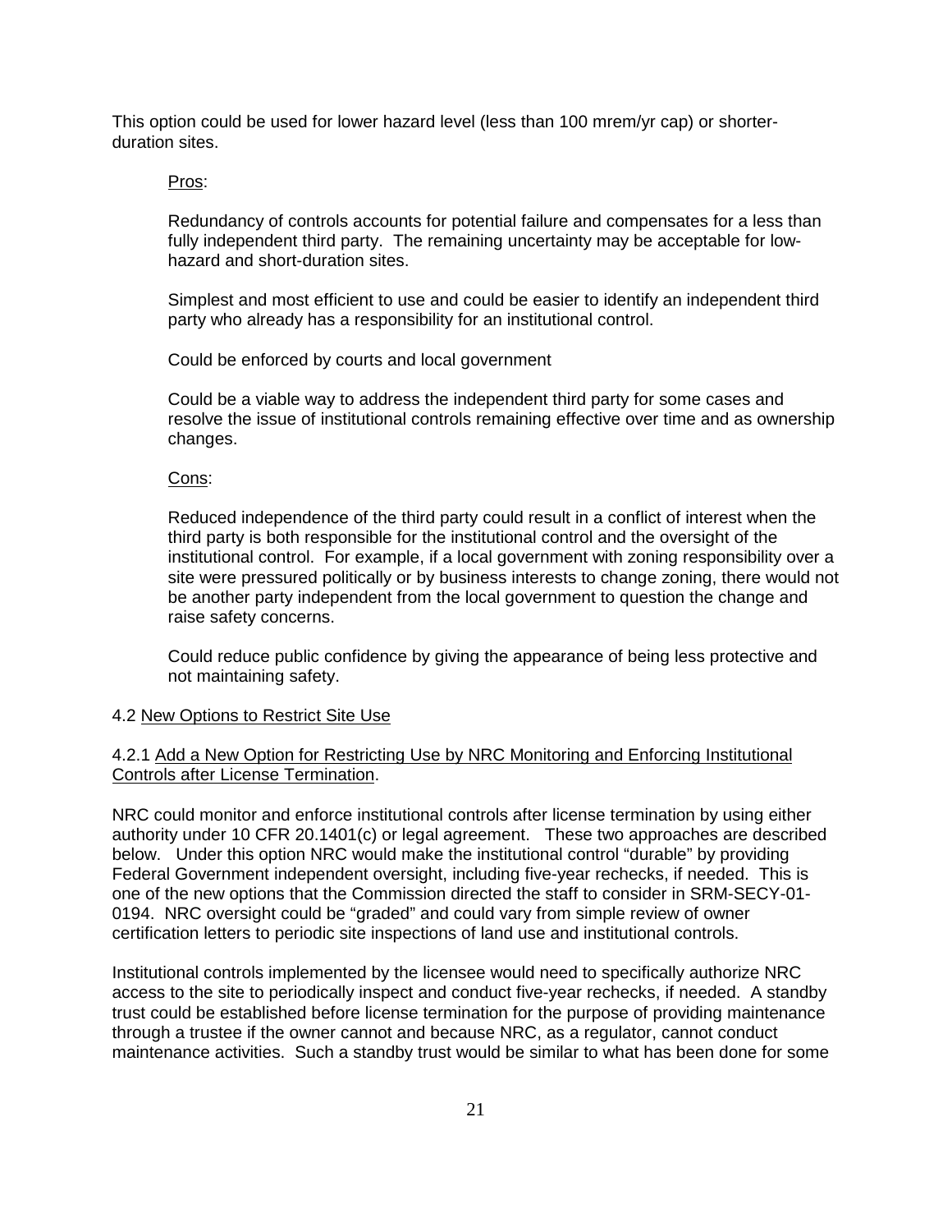This option could be used for lower hazard level (less than 100 mrem/yr cap) or shorter-duration sites.

Pros:

Redundancy of controls accounts for potential failure and compensates for a less than fully independent third party. The remaining uncertainty may be acceptable for low-hazard and short-duration sites.

Simplest and most efficient to use and could be easier to identify an independent third party who already has a responsibility for an institutional control.

Could be enforced by courts and local government

Could be a viable way to address the independent third party for some cases and resolve the issue of institutional controls remaining effective over time and as ownership changes.

Cons:

Reduced independence of the third party could result in a conflict of interest when the third party is both responsible for the institutional control and the oversight of the institutional control. For example, if a local government with zoning responsibility over a site were pressured politically or by business interests to change zoning, there would not be another party independent from the local government to question the change and raise safety concerns.

Could reduce public confidence by giving the appearance of being less protective and not maintaining safety.

### 4.2 New Options to Restrict Site Use

#### 4.2.1 Add a New Option for Restricting Use by NRC Monitoring and Enforcing Institutional Controls after License Termination.

NRC could monitor and enforce institutional controls after license termination by using either authority under 10 CFR 20.1401(c) or legal agreement. These two approaches are described below. Under this option NRC would make the institutional control "durable" by providing Federal Government independent oversight, including five-year rechecks, if needed. This is one of the new options that the Commission directed the staff to consider in SRM-SECY-01-0194. NRC oversight could be "graded" and could vary from simple review of owner certification letters to periodic site inspections of land use and institutional controls.

Institutional controls implemented by the licensee would need to specifically authorize NRC access to the site to periodically inspect and conduct five-year rechecks, if needed. A standby trust could be established before license termination for the purpose of providing maintenance through a trustee if the owner cannot and because NRC, as a regulator, cannot conduct maintenance activities. Such a standby trust would be similar to what has been done for some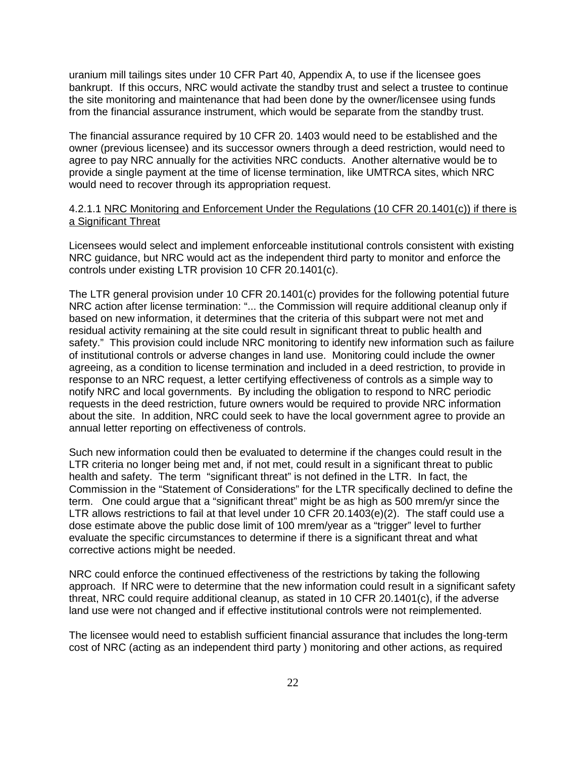uranium mill tailings sites under 10 CFR Part 40, Appendix A, to use if the licensee goes bankrupt. If this occurs, NRC would activate the standby trust and select a trustee to continue the site monitoring and maintenance that had been done by the owner/licensee using funds from the financial assurance instrument, which would be separate from the standby trust.

The financial assurance required by 10 CFR 20. 1403 would need to be established and the owner (previous licensee) and its successor owners through a deed restriction, would need to agree to pay NRC annually for the activities NRC conducts. Another alternative would be to provide a single payment at the time of license termination, like UMTRCA sites, which NRC would need to recover through its appropriation request.

#### 4.2.1.1 NRC Monitoring and Enforcement Under the Regulations (10 CFR 20.1401(c)) if there is a Significant Threat

Licensees would select and implement enforceable institutional controls consistent with existing NRC guidance, but NRC would act as the independent third party to monitor and enforce the controls under existing LTR provision 10 CFR 20.1401(c).

The LTR general provision under 10 CFR 20.1401(c) provides for the following potential future NRC action after license termination: "... the Commission will require additional cleanup only if based on new information, it determines that the criteria of this subpart were not met and residual activity remaining at the site could result in significant threat to public health and safety." This provision could include NRC monitoring to identify new information such as failure of institutional controls or adverse changes in land use. Monitoring could include the owner agreeing, as a condition to license termination and included in a deed restriction, to provide in response to an NRC request, a letter certifying effectiveness of controls as a simple way to notify NRC and local governments. By including the obligation to respond to NRC periodic requests in the deed restriction, future owners would be required to provide NRC information about the site. In addition, NRC could seek to have the local government agree to provide an annual letter reporting on effectiveness of controls.

Such new information could then be evaluated to determine if the changes could result in the LTR criteria no longer being met and, if not met, could result in a significant threat to public health and safety. The term "significant threat" is not defined in the LTR. In fact, the Commission in the "Statement of Considerations" for the LTR specifically declined to define the term. One could argue that a "significant threat" might be as high as 500 mrem/yr since the LTR allows restrictions to fail at that level under 10 CFR 20.1403(e)(2). The staff could use a dose estimate above the public dose limit of 100 mrem/year as a "trigger" level to further evaluate the specific circumstances to determine if there is a significant threat and what corrective actions might be needed.

NRC could enforce the continued effectiveness of the restrictions by taking the following approach. If NRC were to determine that the new information could result in a significant safety threat, NRC could require additional cleanup, as stated in 10 CFR 20.1401(c), if the adverse land use were not changed and if effective institutional controls were not reimplemented.

The licensee would need to establish sufficient financial assurance that includes the long-term cost of NRC (acting as an independent third party ) monitoring and other actions, as required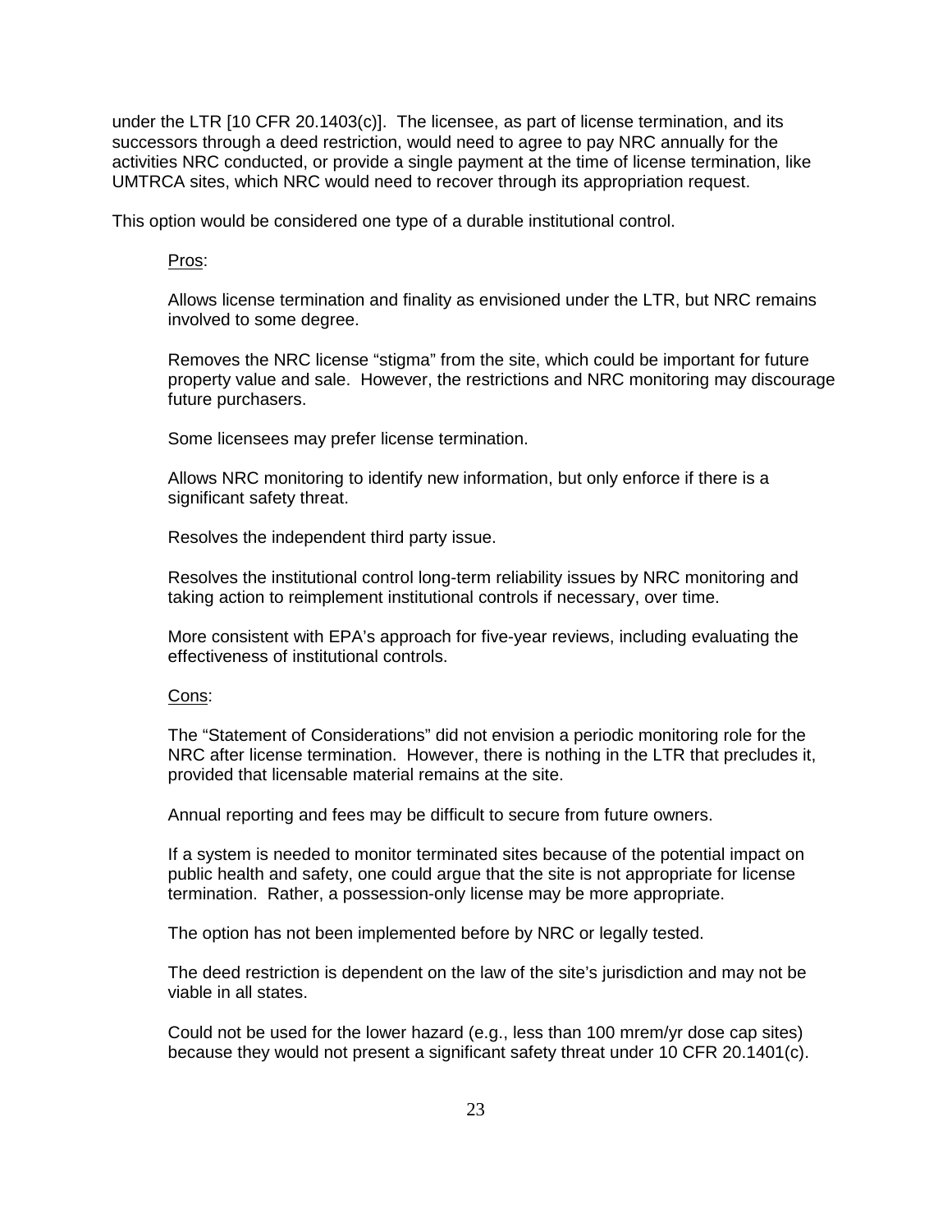under the LTR [10 CFR 20.1403(c)]. The licensee, as part of license termination, and its successors through a deed restriction, would need to agree to pay NRC annually for the activities NRC conducted, or provide a single payment at the time of license termination, like UMTRCA sites, which NRC would need to recover through its appropriation request.

This option would be considered one type of a durable institutional control.

Pros:

Allows license termination and finality as envisioned under the LTR, but NRC remains involved to some degree.

Removes the NRC license "stigma" from the site, which could be important for future property value and sale. However, the restrictions and NRC monitoring may discourage future purchasers.

Some licensees may prefer license termination.

Allows NRC monitoring to identify new information, but only enforce if there is a significant safety threat.

Resolves the independent third party issue.

Resolves the institutional control long-term reliability issues by NRC monitoring and taking action to reimplement institutional controls if necessary, over time.

More consistent with EPA's approach for five-year reviews, including evaluating the effectiveness of institutional controls.

Cons:

The "Statement of Considerations" did not envision a periodic monitoring role for the NRC after license termination. However, there is nothing in the LTR that precludes it, provided that licensable material remains at the site.

Annual reporting and fees may be difficult to secure from future owners.

If a system is needed to monitor terminated sites because of the potential impact on public health and safety, one could argue that the site is not appropriate for license termination. Rather, a possession-only license may be more appropriate.

The option has not been implemented before by NRC or legally tested.

The deed restriction is dependent on the law of the site's jurisdiction and may not be viable in all states.

Could not be used for the lower hazard (e.g., less than 100 mrem/yr dose cap sites) because they would not present a significant safety threat under 10 CFR 20.1401(c).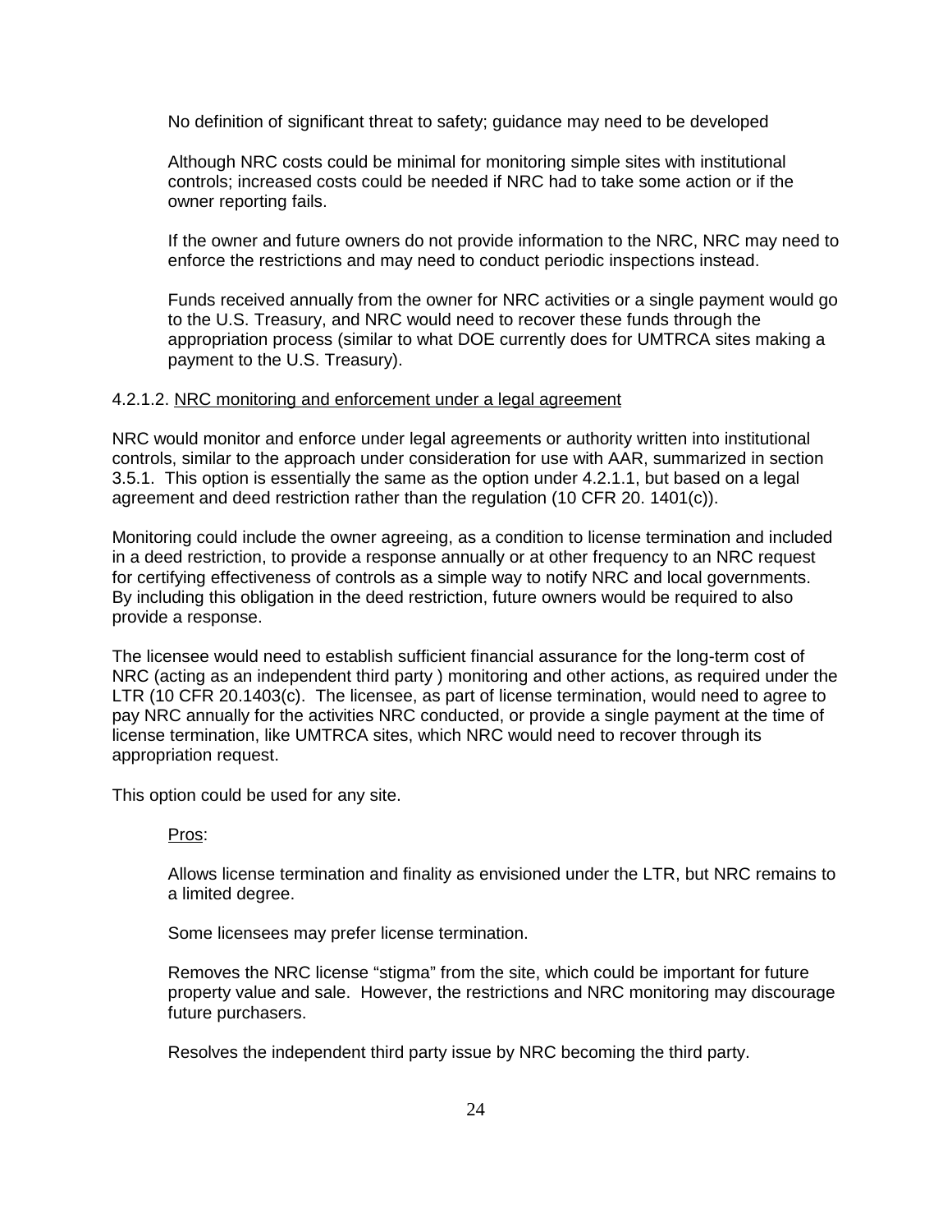No definition of significant threat to safety; guidance may need to be developed

Although NRC costs could be minimal for monitoring simple sites with institutional controls; increased costs could be needed if NRC had to take some action or if the owner reporting fails.

If the owner and future owners do not provide information to the NRC, NRC may need to enforce the restrictions and may need to conduct periodic inspections instead.

Funds received annually from the owner for NRC activities or a single payment would go to the U.S. Treasury, and NRC would need to recover these funds through the appropriation process (similar to what DOE currently does for UMTRCA sites making a payment to the U.S. Treasury).

4.2.1.2. NRC monitoring and enforcement under a legal agreement

NRC would monitor and enforce under legal agreements or authority written into institutional controls, similar to the approach under consideration for use with AAR, summarized in section 3.5.1. This option is essentially the same as the option under 4.2.1.1, but based on a legal agreement and deed restriction rather than the regulation (10 CFR 20. 1401(c)).

Monitoring could include the owner agreeing, as a condition to license termination and included in a deed restriction, to provide a response annually or at other frequency to an NRC request for certifying effectiveness of controls as a simple way to notify NRC and local governments. By including this obligation in the deed restriction, future owners would be required to also provide a response.

The licensee would need to establish sufficient financial assurance for the long-term cost of NRC (acting as an independent third party ) monitoring and other actions, as required under the LTR (10 CFR 20.1403(c). The licensee, as part of license termination, would need to agree to pay NRC annually for the activities NRC conducted, or provide a single payment at the time of license termination, like UMTRCA sites, which NRC would need to recover through its appropriation request.

This option could be used for any site.

Pros:

Allows license termination and finality as envisioned under the LTR, but NRC remains to a limited degree.

Some licensees may prefer license termination.

Removes the NRC license "stigma" from the site, which could be important for future property value and sale. However, the restrictions and NRC monitoring may discourage future purchasers.

Resolves the independent third party issue by NRC becoming the third party.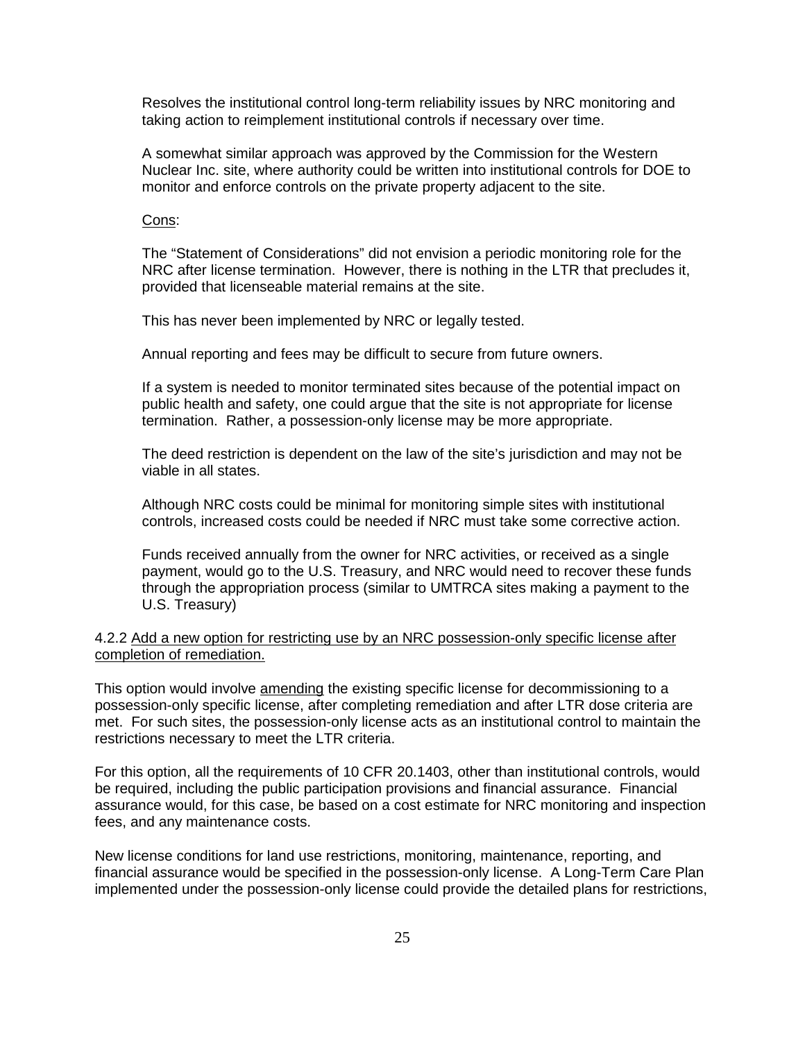Resolves the institutional control long-term reliability issues by NRC monitoring and taking action to reimplement institutional controls if necessary over time.

A somewhat similar approach was approved by the Commission for the Western Nuclear Inc. site, where authority could be written into institutional controls for DOE to monitor and enforce controls on the private property adjacent to the site.

<u>Cons</u>:

The “Statement of Considerations” did not envision a periodic monitoring role for the NRC after license termination. However, there is nothing in the LTR that precludes it, provided that licenseable material remains at the site.

This has never been implemented by NRC or legally tested.

Annual reporting and fees may be difficult to secure from future owners.

If a system is needed to monitor terminated sites because of the potential impact on public health and safety, one could argue that the site is not appropriate for license termination. Rather, a possession-only license may be more appropriate.

The deed restriction is dependent on the law of the site’s jurisdiction and may not be viable in all states.

Although NRC costs could be minimal for monitoring simple sites with institutional controls, increased costs could be needed if NRC must take some corrective action.

Funds received annually from the owner for NRC activities, or received as a single payment, would go to the U.S. Treasury, and NRC would need to recover these funds through the appropriation process (similar to UMTRCA sites making a payment to the U.S. Treasury)

4.2.2 <u>Add a new option for restricting use by an NRC possession-only specific license after completion of remediation.</u>

This option would involve <u>amending</u> the existing specific license for decommissioning to a possession-only specific license, after completing remediation and after LTR dose criteria are met. For such sites, the possession-only license acts as an institutional control to maintain the restrictions necessary to meet the LTR criteria.

For this option, all the requirements of 10 CFR 20.1403, other than institutional controls, would be required, including the public participation provisions and financial assurance. Financial assurance would, for this case, be based on a cost estimate for NRC monitoring and inspection fees, and any maintenance costs.

New license conditions for land use restrictions, monitoring, maintenance, reporting, and financial assurance would be specified in the possession-only license. A Long-Term Care Plan implemented under the possession-only license could provide the detailed plans for restrictions,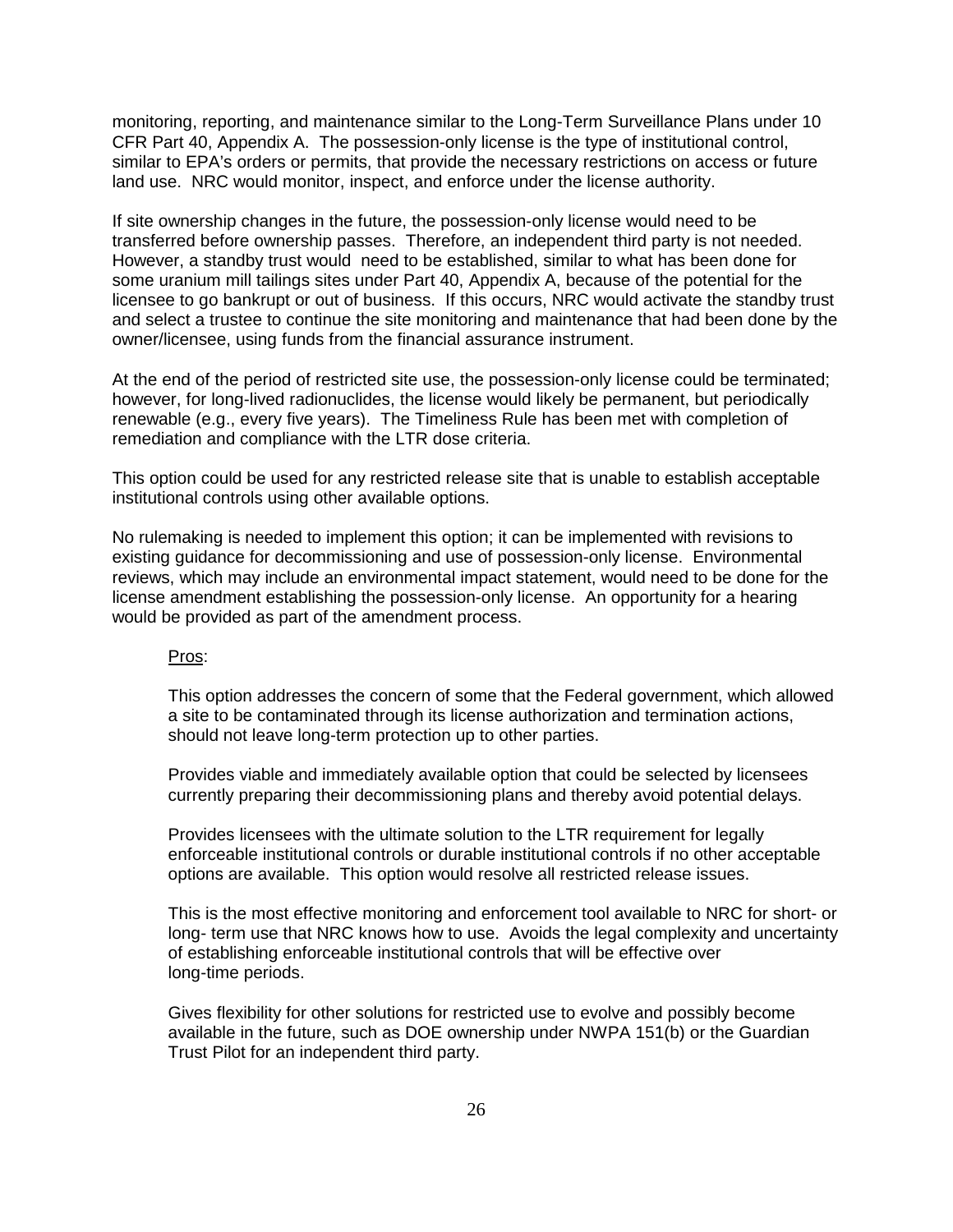monitoring, reporting, and maintenance similar to the Long-Term Surveillance Plans under 10 CFR Part 40, Appendix A. The possession-only license is the type of institutional control, similar to EPA's orders or permits, that provide the necessary restrictions on access or future land use. NRC would monitor, inspect, and enforce under the license authority.

If site ownership changes in the future, the possession-only license would need to be transferred before ownership passes. Therefore, an independent third party is not needed. However, a standby trust would need to be established, similar to what has been done for some uranium mill tailings sites under Part 40, Appendix A, because of the potential for the licensee to go bankrupt or out of business. If this occurs, NRC would activate the standby trust and select a trustee to continue the site monitoring and maintenance that had been done by the owner/licensee, using funds from the financial assurance instrument.

At the end of the period of restricted site use, the possession-only license could be terminated; however, for long-lived radionuclides, the license would likely be permanent, but periodically renewable (e.g., every five years). The Timeliness Rule has been met with completion of remediation and compliance with the LTR dose criteria.

This option could be used for any restricted release site that is unable to establish acceptable institutional controls using other available options.

No rulemaking is needed to implement this option; it can be implemented with revisions to existing guidance for decommissioning and use of possession-only license. Environmental reviews, which may include an environmental impact statement, would need to be done for the license amendment establishing the possession-only license. An opportunity for a hearing would be provided as part of the amendment process.

<u>Pros</u>:

This option addresses the concern of some that the Federal government, which allowed a site to be contaminated through its license authorization and termination actions, should not leave long-term protection up to other parties.

Provides viable and immediately available option that could be selected by licensees currently preparing their decommissioning plans and thereby avoid potential delays.

Provides licensees with the ultimate solution to the LTR requirement for legally enforceable institutional controls or durable institutional controls if no other acceptable options are available. This option would resolve all restricted release issues.

This is the most effective monitoring and enforcement tool available to NRC for short- or long- term use that NRC knows how to use. Avoids the legal complexity and uncertainty of establishing enforceable institutional controls that will be effective over long-time periods.

Gives flexibility for other solutions for restricted use to evolve and possibly become available in the future, such as DOE ownership under NWPA 151(b) or the Guardian Trust Pilot for an independent third party.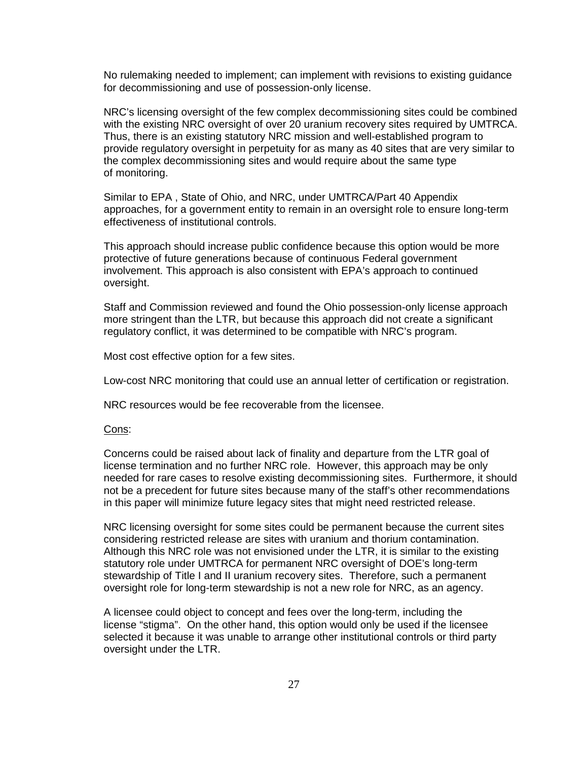No rulemaking needed to implement; can implement with revisions to existing guidance for decommissioning and use of possession-only license.

NRC's licensing oversight of the few complex decommissioning sites could be combined with the existing NRC oversight of over 20 uranium recovery sites required by UMTRCA. Thus, there is an existing statutory NRC mission and well-established program to provide regulatory oversight in perpetuity for as many as 40 sites that are very similar to the complex decommissioning sites and would require about the same type of monitoring.

Similar to EPA , State of Ohio, and NRC, under UMTRCA/Part 40 Appendix approaches, for a government entity to remain in an oversight role to ensure long-term effectiveness of institutional controls.

This approach should increase public confidence because this option would be more protective of future generations because of continuous Federal government involvement. This approach is also consistent with EPA's approach to continued oversight.

Staff and Commission reviewed and found the Ohio possession-only license approach more stringent than the LTR, but because this approach did not create a significant regulatory conflict, it was determined to be compatible with NRC's program.

Most cost effective option for a few sites.

Low-cost NRC monitoring that could use an annual letter of certification or registration.

NRC resources would be fee recoverable from the licensee.

<u>Cons</u>:

Concerns could be raised about lack of finality and departure from the LTR goal of license termination and no further NRC role. However, this approach may be only needed for rare cases to resolve existing decommissioning sites. Furthermore, it should not be a precedent for future sites because many of the staff's other recommendations in this paper will minimize future legacy sites that might need restricted release.

NRC licensing oversight for some sites could be permanent because the current sites considering restricted release are sites with uranium and thorium contamination. Although this NRC role was not envisioned under the LTR, it is similar to the existing statutory role under UMTRCA for permanent NRC oversight of DOE's long-term stewardship of Title I and II uranium recovery sites. Therefore, such a permanent oversight role for long-term stewardship is not a new role for NRC, as an agency.

A licensee could object to concept and fees over the long-term, including the license "stigma". On the other hand, this option would only be used if the licensee selected it because it was unable to arrange other institutional controls or third party oversight under the LTR.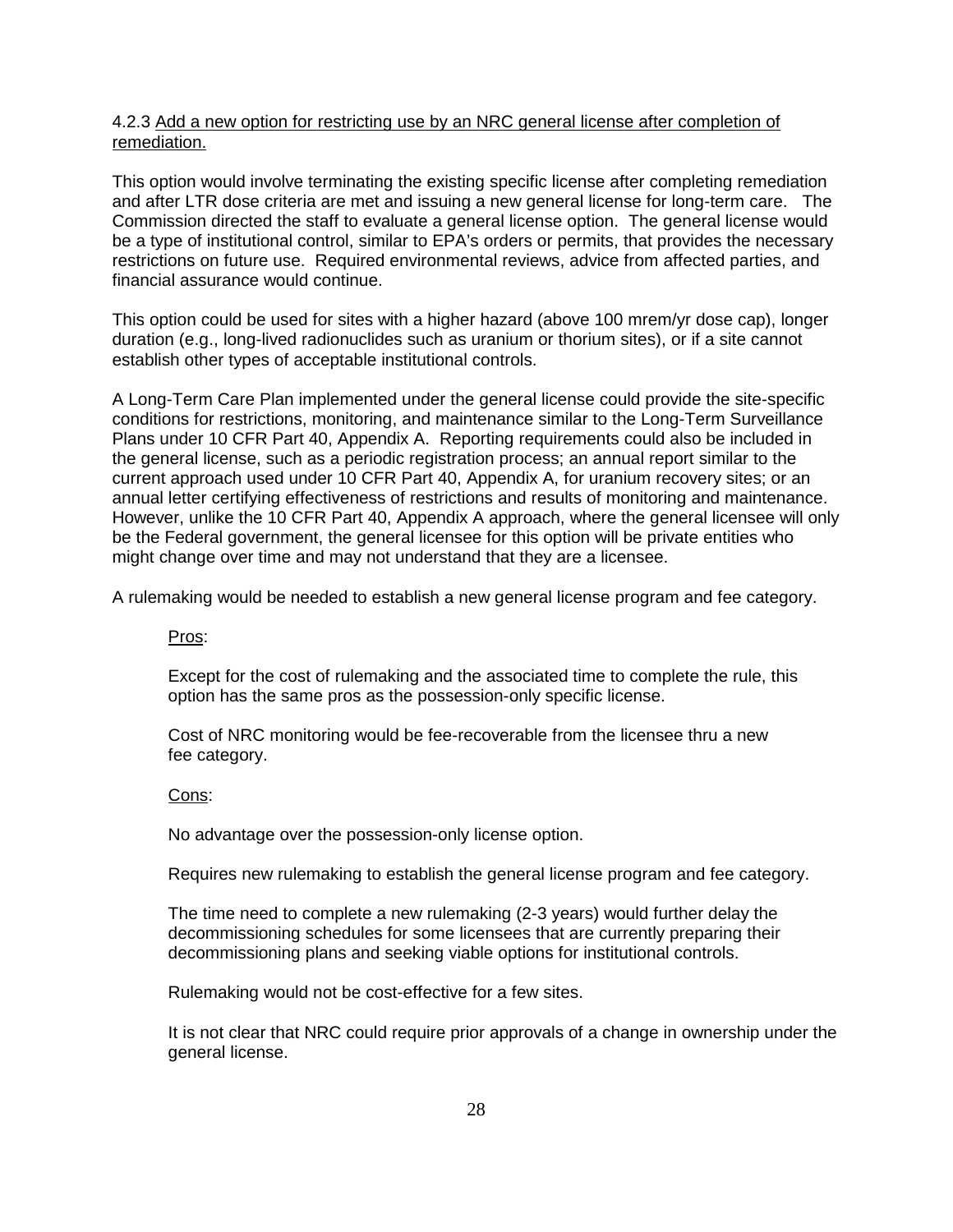4.2.3 <u>Add a new option for restricting use by an NRC general license after completion of remediation.</u>

This option would involve terminating the existing specific license after completing remediation and after LTR dose criteria are met and issuing a new general license for long-term care. The Commission directed the staff to evaluate a general license option. The general license would be a type of institutional control, similar to EPA's orders or permits, that provides the necessary restrictions on future use. Required environmental reviews, advice from affected parties, and financial assurance would continue.

This option could be used for sites with a higher hazard (above 100 mrem/yr dose cap), longer duration (e.g., long-lived radionuclides such as uranium or thorium sites), or if a site cannot establish other types of acceptable institutional controls.

A Long-Term Care Plan implemented under the general license could provide the site-specific conditions for restrictions, monitoring, and maintenance similar to the Long-Term Surveillance Plans under 10 CFR Part 40, Appendix A. Reporting requirements could also be included in the general license, such as a periodic registration process; an annual report similar to the current approach used under 10 CFR Part 40, Appendix A, for uranium recovery sites; or an annual letter certifying effectiveness of restrictions and results of monitoring and maintenance. However, unlike the 10 CFR Part 40, Appendix A approach, where the general licensee will only be the Federal government, the general licensee for this option will be private entities who might change over time and may not understand that they are a licensee.

A rulemaking would be needed to establish a new general license program and fee category.

<u>Pros</u>:

Except for the cost of rulemaking and the associated time to complete the rule, this option has the same pros as the possession-only specific license.

Cost of NRC monitoring would be fee-recoverable from the licensee thru a new fee category.

<u>Cons</u>:

No advantage over the possession-only license option.

Requires new rulemaking to establish the general license program and fee category.

The time need to complete a new rulemaking (2-3 years) would further delay the decommissioning schedules for some licensees that are currently preparing their decommissioning plans and seeking viable options for institutional controls.

Rulemaking would not be cost-effective for a few sites.

It is not clear that NRC could require prior approvals of a change in ownership under the general license.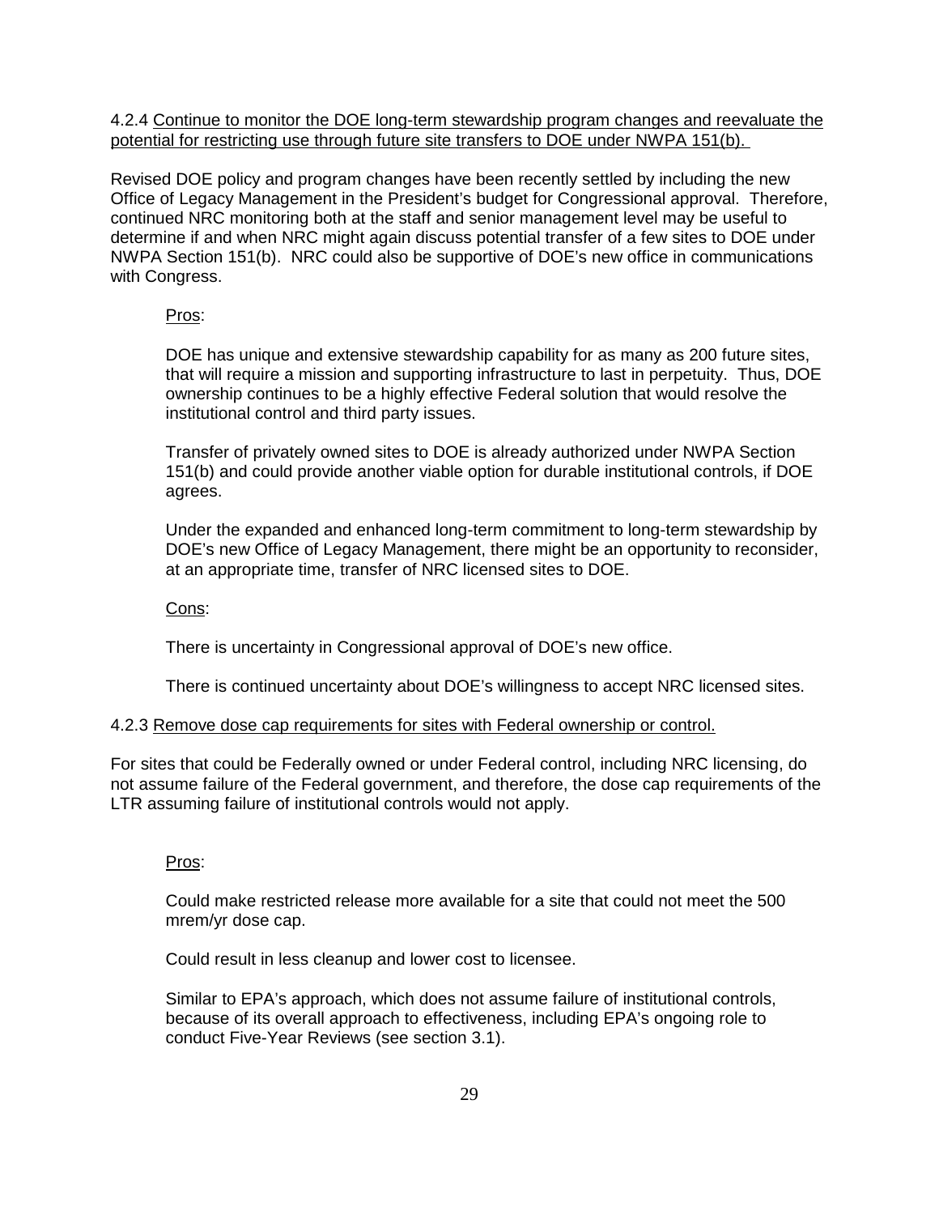4.2.4 <u>Continue to monitor the DOE long-term stewardship program changes and reevaluate the potential for restricting use through future site transfers to DOE under NWPA 151(b).</u>

Revised DOE policy and program changes have been recently settled by including the new Office of Legacy Management in the President's budget for Congressional approval. Therefore, continued NRC monitoring both at the staff and senior management level may be useful to determine if and when NRC might again discuss potential transfer of a few sites to DOE under NWPA Section 151(b). NRC could also be supportive of DOE's new office in communications with Congress.

<u>Pros</u>:

DOE has unique and extensive stewardship capability for as many as 200 future sites, that will require a mission and supporting infrastructure to last in perpetuity. Thus, DOE ownership continues to be a highly effective Federal solution that would resolve the institutional control and third party issues.

Transfer of privately owned sites to DOE is already authorized under NWPA Section 151(b) and could provide another viable option for durable institutional controls, if DOE agrees.

Under the expanded and enhanced long-term commitment to long-term stewardship by DOE's new Office of Legacy Management, there might be an opportunity to reconsider, at an appropriate time, transfer of NRC licensed sites to DOE.

<u>Cons</u>:

There is uncertainty in Congressional approval of DOE's new office.

There is continued uncertainty about DOE's willingness to accept NRC licensed sites.

4.2.3 <u>Remove dose cap requirements for sites with Federal ownership or control.</u>

For sites that could be Federally owned or under Federal control, including NRC licensing, do not assume failure of the Federal government, and therefore, the dose cap requirements of the LTR assuming failure of institutional controls would not apply.

<u>Pros</u>:

Could make restricted release more available for a site that could not meet the 500 mrem/yr dose cap.

Could result in less cleanup and lower cost to licensee.

Similar to EPA's approach, which does not assume failure of institutional controls, because of its overall approach to effectiveness, including EPA's ongoing role to conduct Five-Year Reviews (see section 3.1).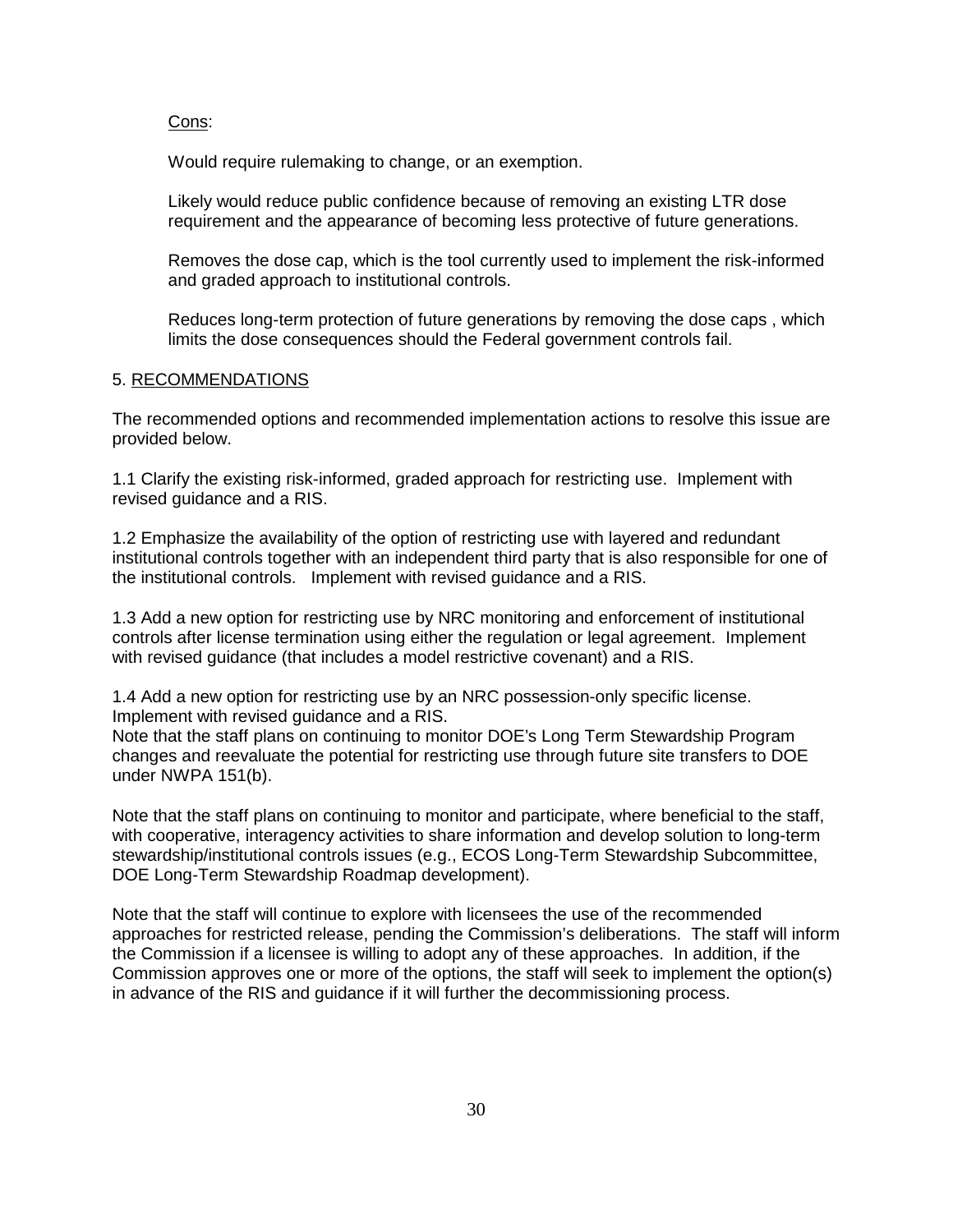Cons:

Would require rulemaking to change, or an exemption.

Likely would reduce public confidence because of removing an existing LTR dose requirement and the appearance of becoming less protective of future generations.

Removes the dose cap, which is the tool currently used to implement the risk-informed and graded approach to institutional controls.

Reduces long-term protection of future generations by removing the dose caps , which limits the dose consequences should the Federal government controls fail.

## 5. RECOMMENDATIONS

The recommended options and recommended implementation actions to resolve this issue are provided below.

1.1 Clarify the existing risk-informed, graded approach for restricting use. Implement with revised guidance and a RIS.

1.2 Emphasize the availability of the option of restricting use with layered and redundant institutional controls together with an independent third party that is also responsible for one of the institutional controls. Implement with revised guidance and a RIS.

1.3 Add a new option for restricting use by NRC monitoring and enforcement of institutional controls after license termination using either the regulation or legal agreement. Implement with revised guidance (that includes a model restrictive covenant) and a RIS.

1.4 Add a new option for restricting use by an NRC possession-only specific license. Implement with revised guidance and a RIS.
Note that the staff plans on continuing to monitor DOE's Long Term Stewardship Program changes and reevaluate the potential for restricting use through future site transfers to DOE under NWPA 151(b).

Note that the staff plans on continuing to monitor and participate, where beneficial to the staff, with cooperative, interagency activities to share information and develop solution to long-term stewardship/institutional controls issues (e.g., ECOS Long-Term Stewardship Subcommittee, DOE Long-Term Stewardship Roadmap development).

Note that the staff will continue to explore with licensees the use of the recommended approaches for restricted release, pending the Commission's deliberations. The staff will inform the Commission if a licensee is willing to adopt any of these approaches. In addition, if the Commission approves one or more of the options, the staff will seek to implement the option(s) in advance of the RIS and guidance if it will further the decommissioning process.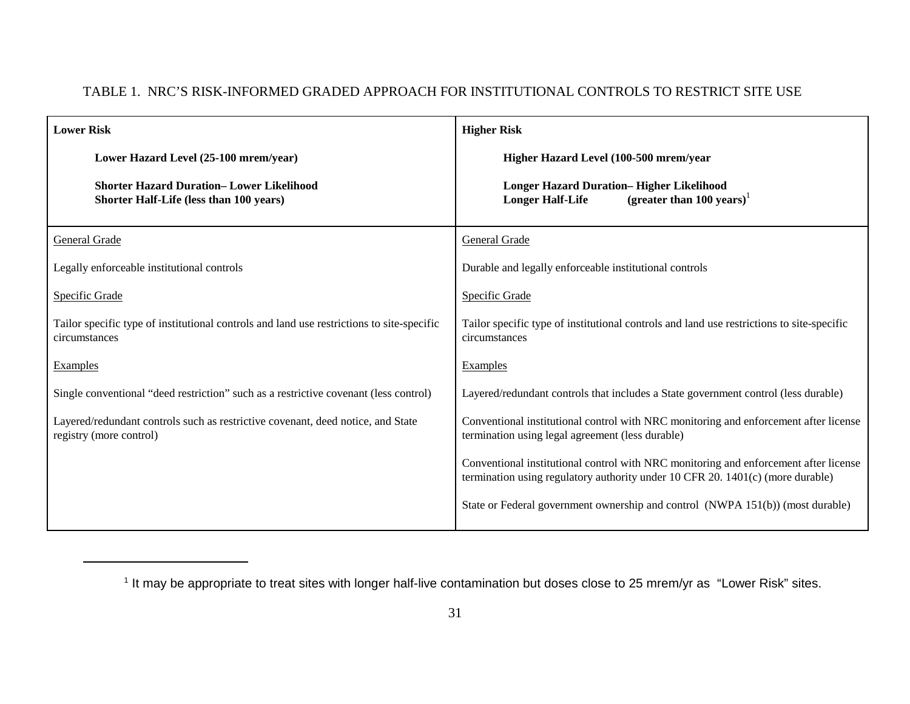TABLE 1. NRC'S RISK-INFORMED GRADED APPROACH FOR INSTITUTIONAL CONTROLS TO RESTRICT SITE USE

| **Lower Risk**<br><br>**Lower Hazard Level (25-100 mrem/year)**<br><br>**Shorter Hazard Duration– Lower Likelihood**<br>**Shorter Half-Life (less than 100 years)** | **Higher Risk**<br><br>**Higher Hazard Level (100-500 mrem/year**<br><br>**Longer Hazard Duration– Higher Likelihood**<br>**Longer Half-Life (greater than 100 years)**[1] |
|---|---|
| General Grade<br><br>Legally enforceable institutional controls<br><br>Specific Grade<br><br>Tailor specific type of institutional controls and land use restrictions to site-specific circumstances<br><br>Examples<br><br>Single conventional "deed restriction" such as a restrictive covenant (less control)<br><br>Layered/redundant controls such as restrictive covenant, deed notice, and State registry (more control) | General Grade<br><br>Durable and legally enforceable institutional controls<br><br>Specific Grade<br><br>Tailor specific type of institutional controls and land use restrictions to site-specific circumstances<br><br>Examples<br><br>Layered/redundant controls that includes a State government control (less durable)<br><br>Conventional institutional control with NRC monitoring and enforcement after license termination using legal agreement (less durable)<br><br>Conventional institutional control with NRC monitoring and enforcement after license termination using regulatory authority under 10 CFR 20. 1401(c) (more durable)<br><br>State or Federal government ownership and control (NWPA 151(b)) (most durable) |

[1] It may be appropriate to treat sites with longer half-live contamination but doses close to 25 mrem/yr as "Lower Risk" sites.